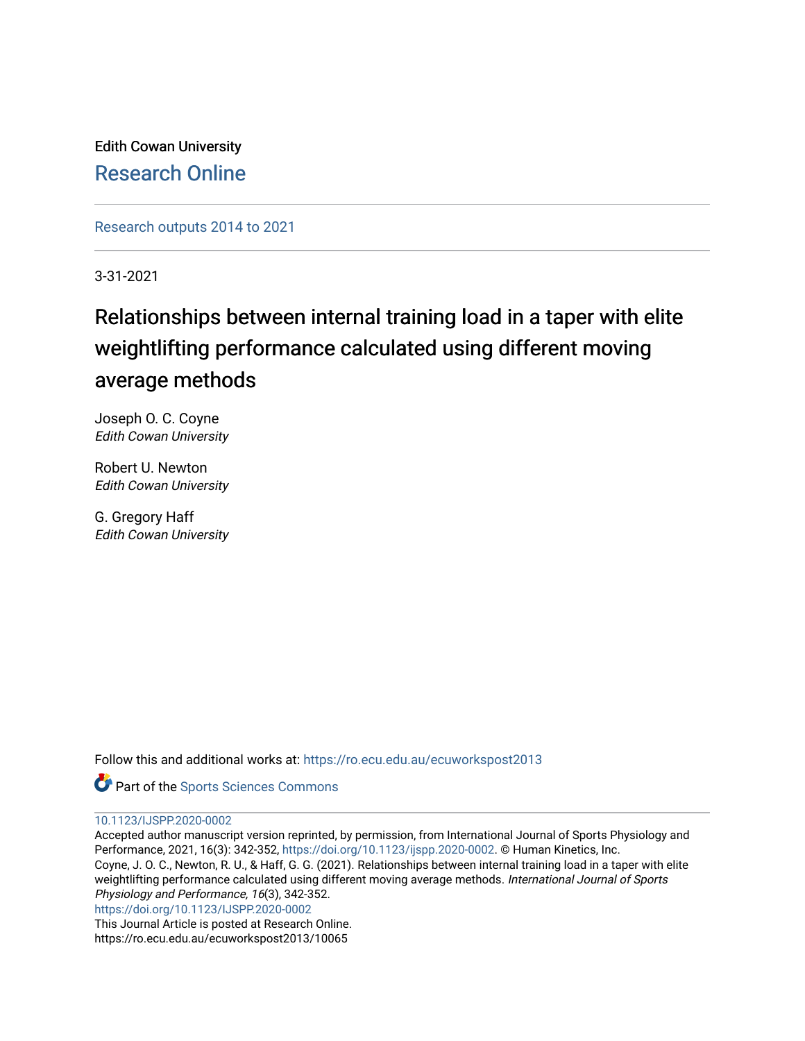Edith Cowan University

Research Online

Research outputs 2014 to 2021

3-31-2021

# Relationships between internal training load in a taper with elite weightlifting performance calculated using different moving average methods

Joseph O. C. Coyne
*Edith Cowan University*

Robert U. Newton
*Edith Cowan University*

G. Gregory Haff
*Edith Cowan University*

Follow this and additional works at: https://ro.ecu.edu.au/ecuworkspost2013

Part of the Sports Sciences Commons

10.1123/IJSPP.2020-0002

Accepted author manuscript version reprinted, by permission, from International Journal of Sports Physiology and Performance, 2021, 16(3): 342-352, https://doi.org/10.1123/ijspp.2020-0002. © Human Kinetics, Inc.

Coyne, J. O. C., Newton, R. U., & Haff, G. G. (2021). Relationships between internal training load in a taper with elite weightlifting performance calculated using different moving average methods. *International Journal of Sports Physiology and Performance, 16*(3), 342-352.

https://doi.org/10.1123/IJSPP.2020-0002

This Journal Article is posted at Research Online.

https://ro.ecu.edu.au/ecuworkspost2013/10065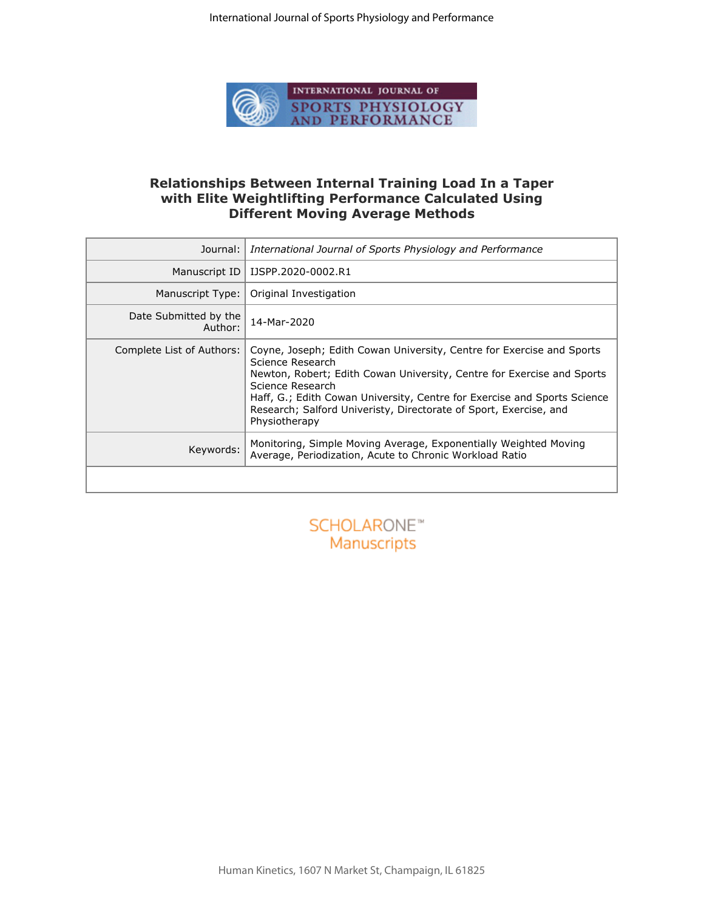# Relationships Between Internal Training Load In a Taper with Elite Weightlifting Performance Calculated Using Different Moving Average Methods

| | |
|---|---|
| Journal: | *International Journal of Sports Physiology and Performance* |
| Manuscript ID | IJSPP.2020-0002.R1 |
| Manuscript Type: | Original Investigation |
| Date Submitted by the Author: | 14-Mar-2020 |
| Complete List of Authors: | Coyne, Joseph; Edith Cowan University, Centre for Exercise and Sports Science Research<br>Newton, Robert; Edith Cowan University, Centre for Exercise and Sports Science Research<br>Haff, G.; Edith Cowan University, Centre for Exercise and Sports Science Research; Salford Univeristy, Directorate of Sport, Exercise, and Physiotherapy |
| Keywords: | Monitoring, Simple Moving Average, Exponentially Weighted Moving Average, Periodization, Acute to Chronic Workload Ratio |

SCHOLARONE™ Manuscripts

Human Kinetics, 1607 N Market St, Champaign, IL 61825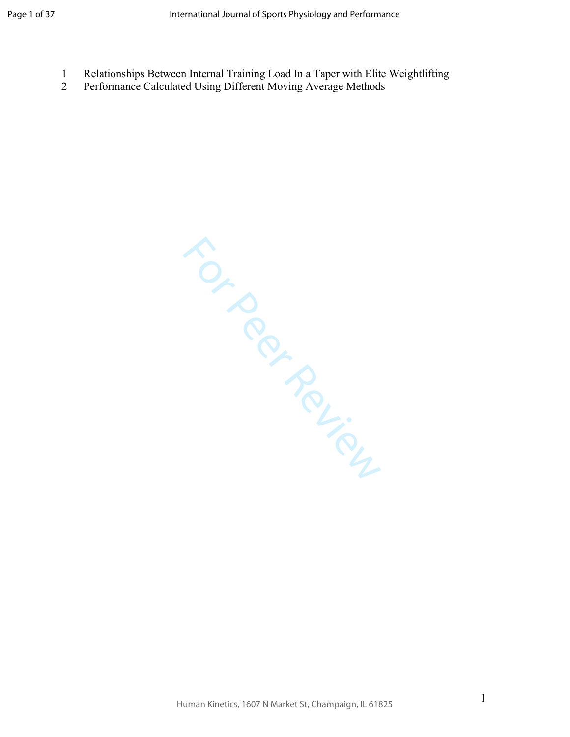# Relationships Between Internal Training Load In a Taper with Elite Weightlifting Performance Calculated Using Different Moving Average Methods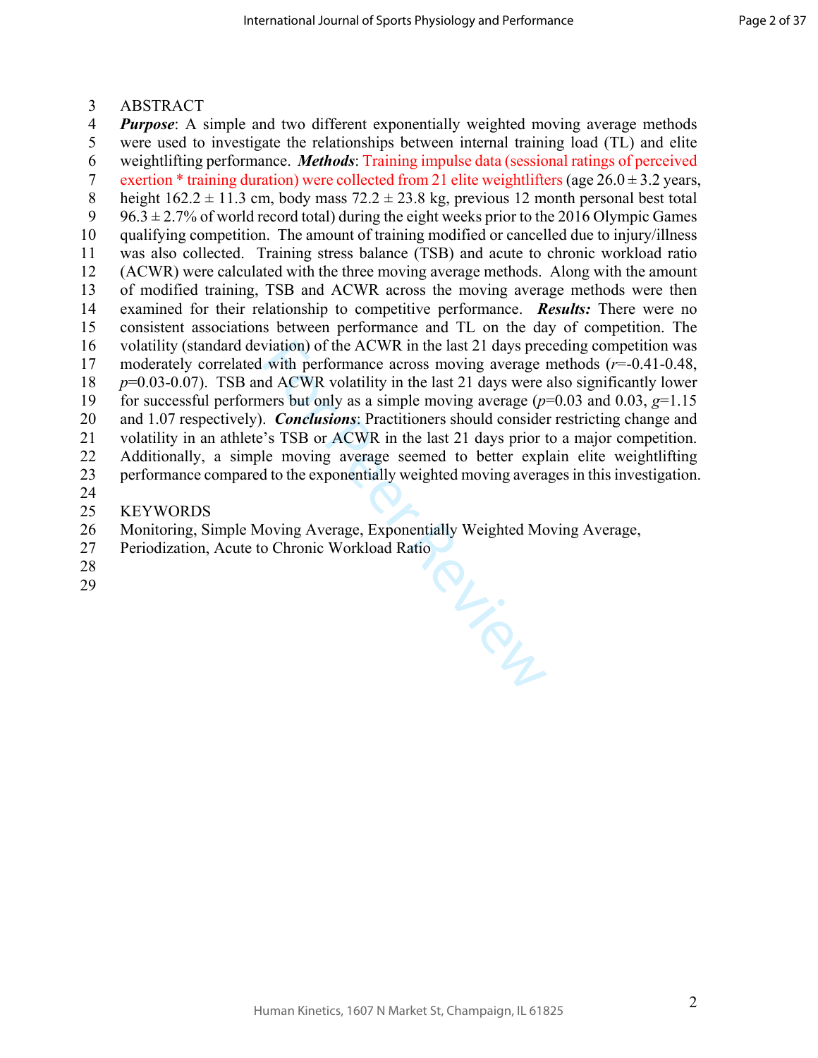ABSTRACT

***Purpose***: A simple and two different exponentially weighted moving average methods were used to investigate the relationships between internal training load (TL) and elite weightlifting performance. ***Methods***: Training impulse data (sessional ratings of perceived exertion * training duration) were collected from 21 elite weightlifters (age 26.0 ± 3.2 years, height 162.2 ± 11.3 cm, body mass 72.2 ± 23.8 kg, previous 12 month personal best total 96.3 ± 2.7% of world record total) during the eight weeks prior to the 2016 Olympic Games qualifying competition. The amount of training modified or cancelled due to injury/illness was also collected. Training stress balance (TSB) and acute to chronic workload ratio (ACWR) were calculated with the three moving average methods. Along with the amount of modified training, TSB and ACWR across the moving average methods were then examined for their relationship to competitive performance. ***Results:*** There were no consistent associations between performance and TL on the day of competition. The volatility (standard deviation) of the ACWR in the last 21 days preceding competition was moderately correlated with performance across moving average methods ($r$=-0.41-0.48, $p$=0.03-0.07). TSB and ACWR volatility in the last 21 days were also significantly lower for successful performers but only as a simple moving average ($p$=0.03 and 0.03, $g$=1.15 and 1.07 respectively). ***Conclusions***: Practitioners should consider restricting change and volatility in an athlete's TSB or ACWR in the last 21 days prior to a major competition. Additionally, a simple moving average seemed to better explain elite weightlifting performance compared to the exponentially weighted moving averages in this investigation.

KEYWORDS

Monitoring, Simple Moving Average, Exponentially Weighted Moving Average, Periodization, Acute to Chronic Workload Ratio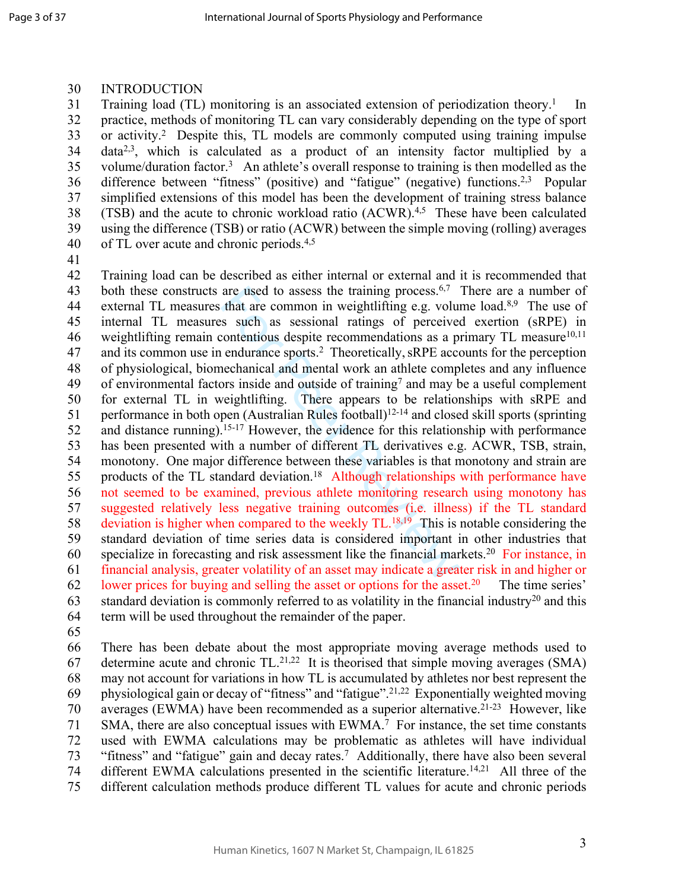## INTRODUCTION

Training load (TL) monitoring is an associated extension of periodization theory.[1] In practice, methods of monitoring TL can vary considerably depending on the type of sport or activity.[2] Despite this, TL models are commonly computed using training impulse data[2,3], which is calculated as a product of an intensity factor multiplied by a volume/duration factor.[3] An athlete's overall response to training is then modelled as the difference between "fitness" (positive) and "fatigue" (negative) functions.[2,3] Popular simplified extensions of this model has been the development of training stress balance (TSB) and the acute to chronic workload ratio (ACWR).[4,5] These have been calculated using the difference (TSB) or ratio (ACWR) between the simple moving (rolling) averages of TL over acute and chronic periods.[4,5]

Training load can be described as either internal or external and it is recommended that both these constructs are used to assess the training process.[6,7] There are a number of external TL measures that are common in weightlifting e.g. volume load.[8,9] The use of internal TL measures such as sessional ratings of perceived exertion (sRPE) in weightlifting remain contentious despite recommendations as a primary TL measure[10,11] and its common use in endurance sports.[2] Theoretically, sRPE accounts for the perception of physiological, biomechanical and mental work an athlete completes and any influence of environmental factors inside and outside of training[7] and may be a useful complement for external TL in weightlifting. There appears to be relationships with sRPE and performance in both open (Australian Rules football)[12-14] and closed skill sports (sprinting and distance running).[15-17] However, the evidence for this relationship with performance has been presented with a number of different TL derivatives e.g. ACWR, TSB, strain, monotony. One major difference between these variables is that monotony and strain are products of the TL standard deviation.[18] Although relationships with performance have not seemed to be examined, previous athlete monitoring research using monotony has suggested relatively less negative training outcomes (i.e. illness) if the TL standard deviation is higher when compared to the weekly TL.[18,19] This is notable considering the standard deviation of time series data is considered important in other industries that specialize in forecasting and risk assessment like the financial markets.[20] For instance, in financial analysis, greater volatility of an asset may indicate a greater risk in and higher or lower prices for buying and selling the asset or options for the asset.[20] The time series' standard deviation is commonly referred to as volatility in the financial industry[20] and this term will be used throughout the remainder of the paper.

There has been debate about the most appropriate moving average methods used to determine acute and chronic TL.[21,22] It is theorised that simple moving averages (SMA) may not account for variations in how TL is accumulated by athletes nor best represent the physiological gain or decay of "fitness" and "fatigue".[21,22] Exponentially weighted moving averages (EWMA) have been recommended as a superior alternative.[21-23] However, like SMA, there are also conceptual issues with EWMA.[7] For instance, the set time constants used with EWMA calculations may be problematic as athletes will have individual "fitness" and "fatigue" gain and decay rates.[7] Additionally, there have also been several different EWMA calculations presented in the scientific literature.[14,21] All three of the different calculation methods produce different TL values for acute and chronic periods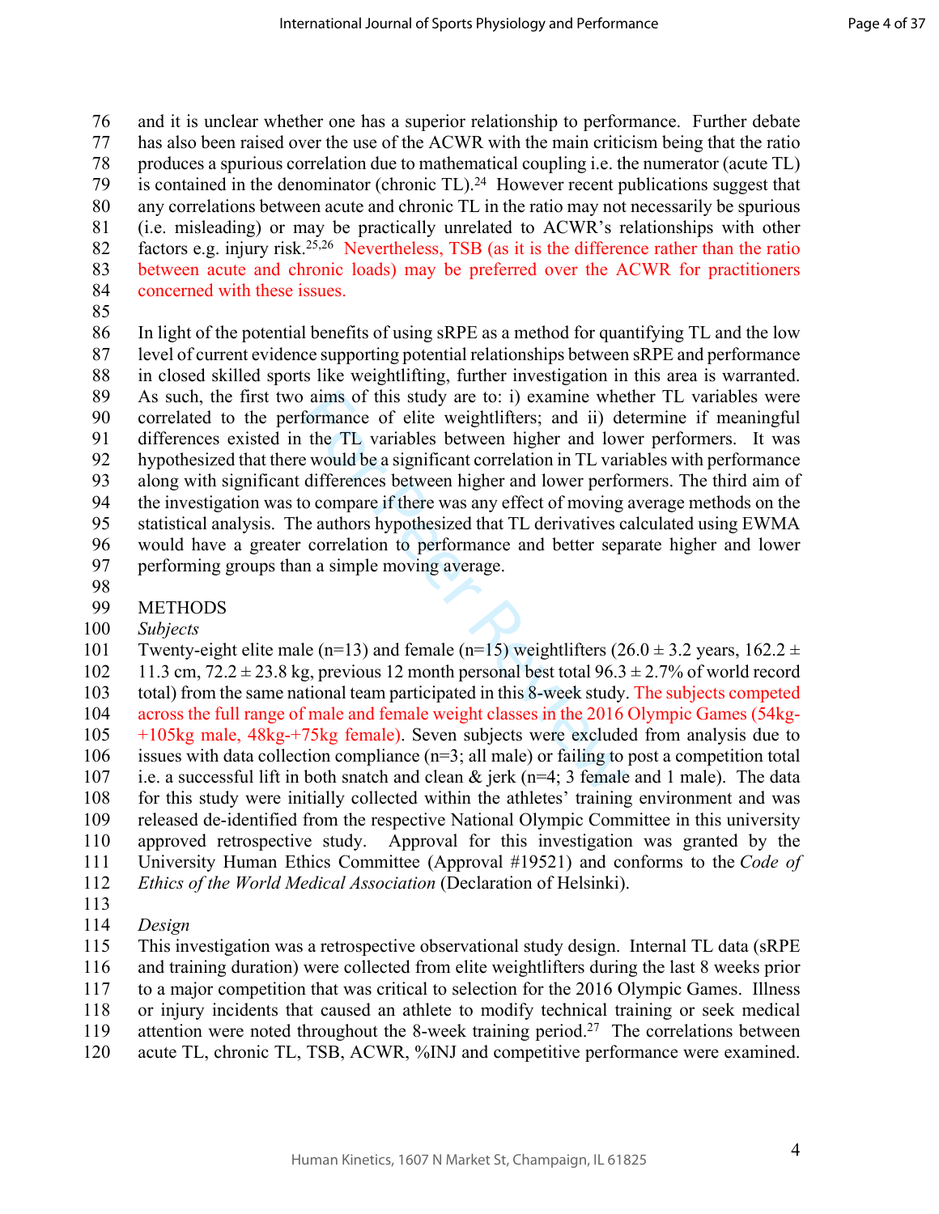and it is unclear whether one has a superior relationship to performance. Further debate has also been raised over the use of the ACWR with the main criticism being that the ratio produces a spurious correlation due to mathematical coupling i.e. the numerator (acute TL) is contained in the denominator (chronic TL).[24] However recent publications suggest that any correlations between acute and chronic TL in the ratio may not necessarily be spurious (i.e. misleading) or may be practically unrelated to ACWR's relationships with other factors e.g. injury risk.[25,26] Nevertheless, TSB (as it is the difference rather than the ratio between acute and chronic loads) may be preferred over the ACWR for practitioners concerned with these issues.

In light of the potential benefits of using sRPE as a method for quantifying TL and the low level of current evidence supporting potential relationships between sRPE and performance in closed skilled sports like weightlifting, further investigation in this area is warranted. As such, the first two aims of this study are: i) examine whether TL variables were correlated to the performance of elite weightlifters; and ii) determine if meaningful differences existed in the TL variables between higher and lower performers. It was hypothesized that there would be a significant correlation in TL variables with performance along with significant differences between higher and lower performers. The third aim of the investigation was to compare if there was any effect of moving average methods on the statistical analysis. The authors hypothesized that TL derivatives calculated using EWMA would have a greater correlation to performance and better separate higher and lower performing groups than a simple moving average.

## METHODS

### *Subjects*

Twenty-eight elite male (n=13) and female (n=15) weightlifters (26.0 ± 3.2 years, 162.2 ± 11.3 cm, 72.2 ± 23.8 kg, previous 12 month personal best total 96.3 ± 2.7% of world record total) from the same national team participated in this 8-week study. The subjects competed across the full range of male and female weight classes in the 2016 Olympic Games (54kg-+105kg male, 48kg-+75kg female). Seven subjects were excluded from analysis due to issues with data collection compliance (n=3; all male) or failing to post a competition total i.e. a successful lift in both snatch and clean & jerk (n=4; 3 female and 1 male). The data for this study were initially collected within the athletes' training environment and was released de-identified from the respective National Olympic Committee in this university approved retrospective study. Approval for this investigation was granted by the University Human Ethics Committee (Approval #19521) and conforms to the *Code of Ethics of the World Medical Association* (Declaration of Helsinki).

### *Design*

This investigation was a retrospective observational study design. Internal TL data (sRPE and training duration) were collected from elite weightlifters during the last 8 weeks prior to a major competition that was critical to selection for the 2016 Olympic Games. Illness or injury incidents that caused an athlete to modify technical training or seek medical attention were noted throughout the 8-week training period.[27] The correlations between acute TL, chronic TL, TSB, ACWR, %INJ and competitive performance were examined.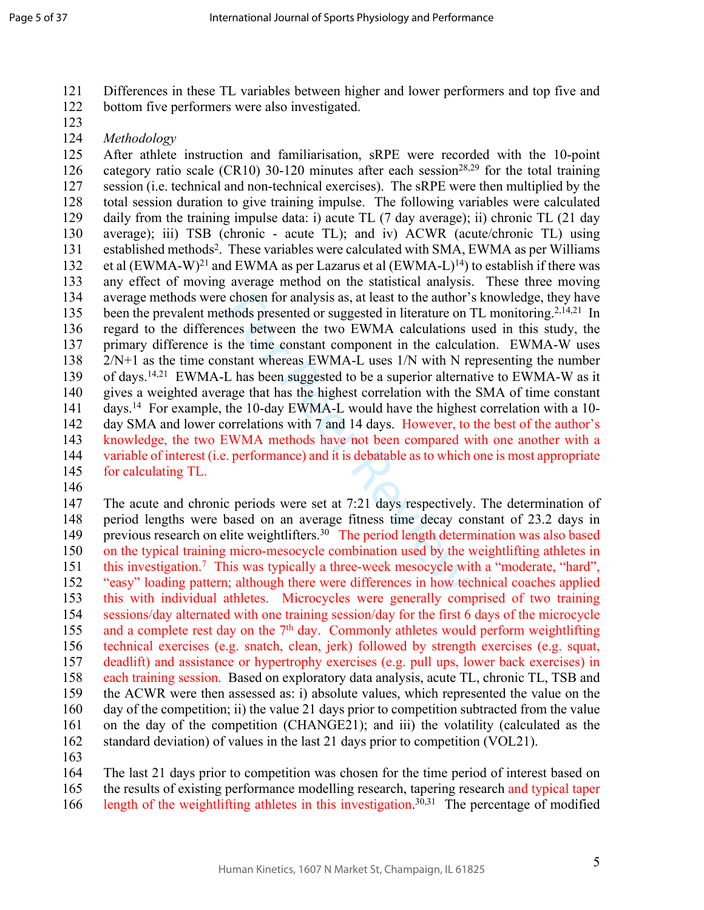Differences in these TL variables between higher and lower performers and top five and bottom five performers were also investigated.

*Methodology*

After athlete instruction and familiarisation, sRPE were recorded with the 10-point category ratio scale (CR10) 30-120 minutes after each session[28,29] for the total training session (i.e. technical and non-technical exercises). The sRPE were then multiplied by the total session duration to give training impulse. The following variables were calculated daily from the training impulse data: i) acute TL (7 day average); ii) chronic TL (21 day average); iii) TSB (chronic - acute TL); and iv) ACWR (acute/chronic TL) using established methods[2]. These variables were calculated with SMA, EWMA as per Williams et al (EWMA-W)[21] and EWMA as per Lazarus et al (EWMA-L)[14]) to establish if there was any effect of moving average method on the statistical analysis. These three moving average methods were chosen for analysis as, at least to the author's knowledge, they have been the prevalent methods presented or suggested in literature on TL monitoring.[2,14,21] In regard to the differences between the two EWMA calculations used in this study, the primary difference is the time constant component in the calculation. EWMA-W uses 2/N+1 as the time constant whereas EWMA-L uses 1/N with N representing the number of days.[14,21] EWMA-L has been suggested to be a superior alternative to EWMA-W as it gives a weighted average that has the highest correlation with the SMA of time constant days.[14] For example, the 10-day EWMA-L would have the highest correlation with a 10-day SMA and lower correlations with 7 and 14 days. However, to the best of the author's knowledge, the two EWMA methods have not been compared with one another with a variable of interest (i.e. performance) and it is debatable as to which one is most appropriate for calculating TL.

The acute and chronic periods were set at 7:21 days respectively. The determination of period lengths were based on an average fitness time decay constant of 23.2 days in previous research on elite weightlifters.[30] The period length determination was also based on the typical training micro-mesocycle combination used by the weightlifting athletes in this investigation.[7] This was typically a three-week mesocycle with a "moderate, "hard", "easy" loading pattern; although there were differences in how technical coaches applied this with individual athletes. Microcycles were generally comprised of two training sessions/day alternated with one training session/day for the first 6 days of the microcycle and a complete rest day on the 7th day. Commonly athletes would perform weightlifting technical exercises (e.g. snatch, clean, jerk) followed by strength exercises (e.g. squat, deadlift) and assistance or hypertrophy exercises (e.g. pull ups, lower back exercises) in each training session. Based on exploratory data analysis, acute TL, chronic TL, TSB and the ACWR were then assessed as: i) absolute values, which represented the value on the day of the competition; ii) the value 21 days prior to competition subtracted from the value on the day of the competition (CHANGE21); and iii) the volatility (calculated as the standard deviation) of values in the last 21 days prior to competition (VOL21).

The last 21 days prior to competition was chosen for the time period of interest based on the results of existing performance modelling research, tapering research and typical taper length of the weightlifting athletes in this investigation.[30,31] The percentage of modified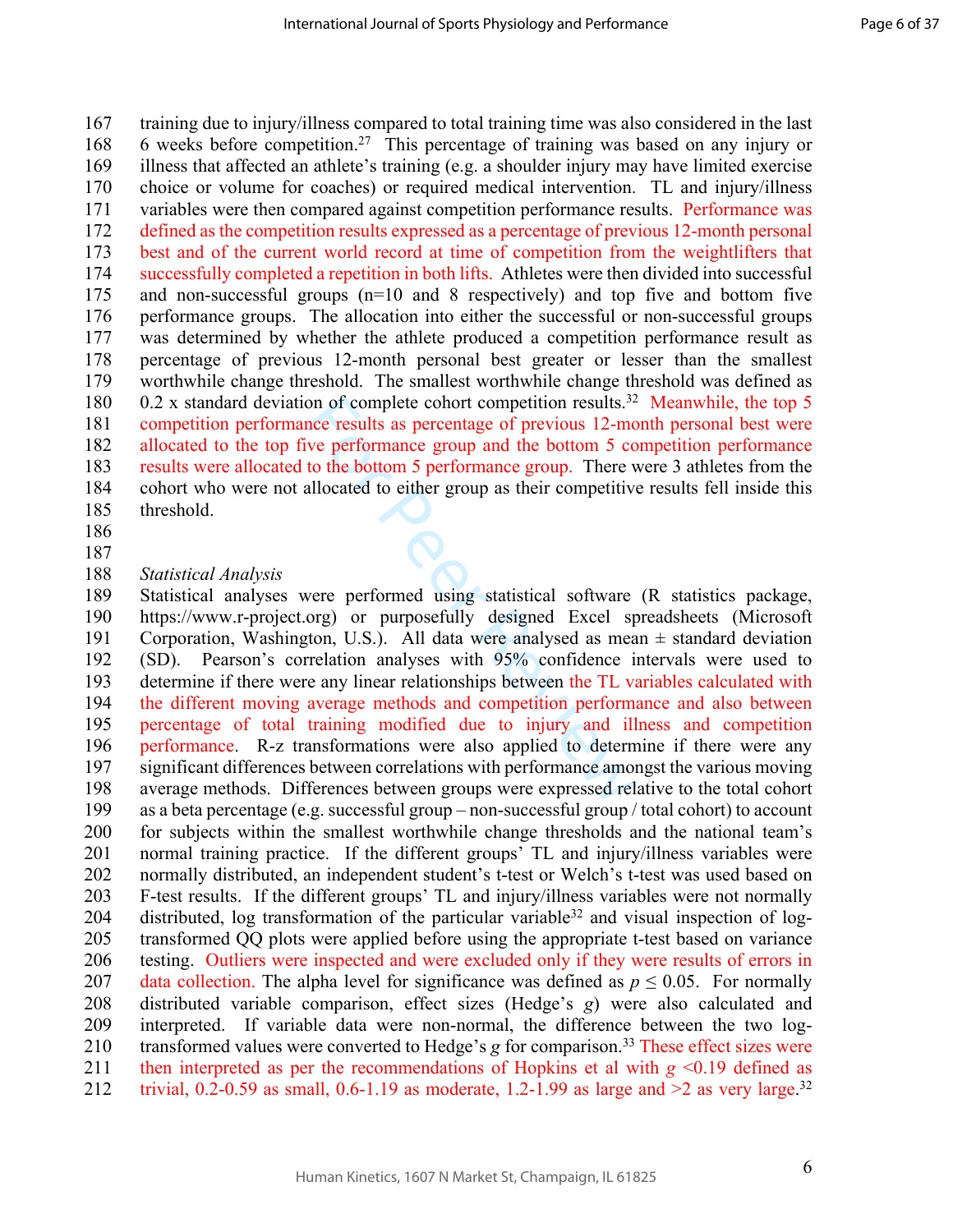training due to injury/illness compared to total training time was also considered in the last 6 weeks before competition.[27] This percentage of training was based on any injury or illness that affected an athlete's training (e.g. a shoulder injury may have limited exercise choice or volume for coaches) or required medical intervention. TL and injury/illness variables were then compared against competition performance results. Performance was defined as the competition results expressed as a percentage of previous 12-month personal best and of the current world record at time of competition from the weightlifters that successfully completed a repetition in both lifts. Athletes were then divided into successful and non-successful groups (n=10 and 8 respectively) and top five and bottom five performance groups. The allocation into either the successful or non-successful groups was determined by whether the athlete produced a competition performance result as percentage of previous 12-month personal best greater or lesser than the smallest worthwhile change threshold. The smallest worthwhile change threshold was defined as 0.2 x standard deviation of complete cohort competition results.[32] Meanwhile, the top 5 competition performance results as percentage of previous 12-month personal best were allocated to the top five performance group and the bottom 5 competition performance results were allocated to the bottom 5 performance group. There were 3 athletes from the cohort who were not allocated to either group as their competitive results fell inside this threshold.

*Statistical Analysis*

Statistical analyses were performed using statistical software (R statistics package, https://www.r-project.org) or purposefully designed Excel spreadsheets (Microsoft Corporation, Washington, U.S.). All data were analysed as mean ± standard deviation (SD). Pearson's correlation analyses with 95% confidence intervals were used to determine if there were any linear relationships between the TL variables calculated with the different moving average methods and competition performance and also between percentage of total training modified due to injury and illness and competition performance. R-z transformations were also applied to determine if there were any significant differences between correlations with performance amongst the various moving average methods. Differences between groups were expressed relative to the total cohort as a beta percentage (e.g. successful group – non-successful group / total cohort) to account for subjects within the smallest worthwhile change thresholds and the national team's normal training practice. If the different groups' TL and injury/illness variables were normally distributed, an independent student's t-test or Welch's t-test was used based on F-test results. If the different groups' TL and injury/illness variables were not normally distributed, log transformation of the particular variable[32] and visual inspection of log-transformed QQ plots were applied before using the appropriate t-test based on variance testing. Outliers were inspected and were excluded only if they were results of errors in data collection. The alpha level for significance was defined as $p \leq 0.05$. For normally distributed variable comparison, effect sizes (Hedge's $g$) were also calculated and interpreted. If variable data were non-normal, the difference between the two log-transformed values were converted to Hedge's $g$ for comparison.[33] These effect sizes were then interpreted as per the recommendations of Hopkins et al with $g$ <0.19 defined as trivial, 0.2-0.59 as small, 0.6-1.19 as moderate, 1.2-1.99 as large and >2 as very large.[32]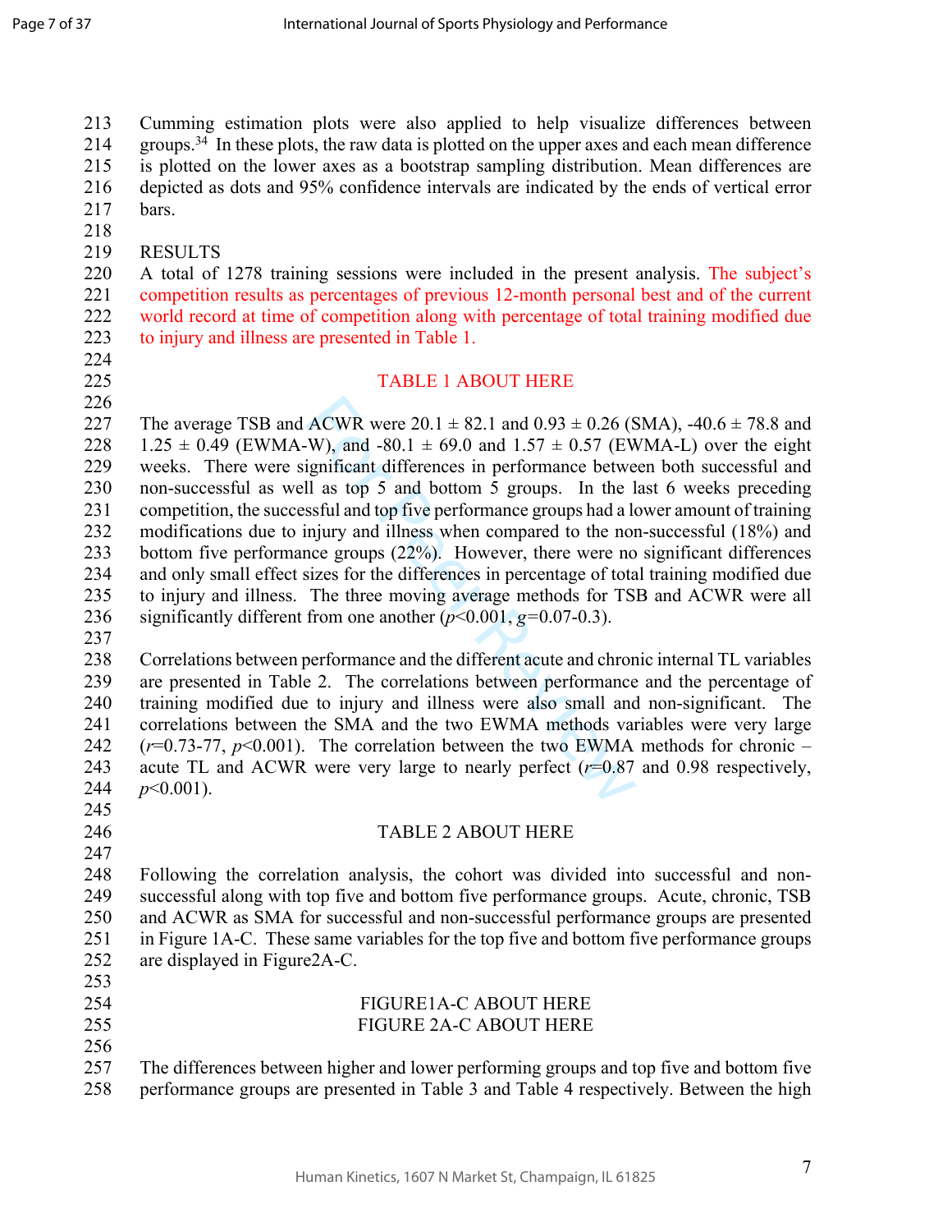Cumming estimation plots were also applied to help visualize differences between groups.[34] In these plots, the raw data is plotted on the upper axes and each mean difference is plotted on the lower axes as a bootstrap sampling distribution. Mean differences are depicted as dots and 95% confidence intervals are indicated by the ends of vertical error bars.

## RESULTS

A total of 1278 training sessions were included in the present analysis. The subject's competition results as percentages of previous 12-month personal best and of the current world record at time of competition along with percentage of total training modified due to injury and illness are presented in Table 1.

TABLE 1 ABOUT HERE

The average TSB and ACWR were 20.1 ± 82.1 and 0.93 ± 0.26 (SMA), -40.6 ± 78.8 and 1.25 ± 0.49 (EWMA-W), and -80.1 ± 69.0 and 1.57 ± 0.57 (EWMA-L) over the eight weeks. There were significant differences in performance between both successful and non-successful as well as top 5 and bottom 5 groups. In the last 6 weeks preceding competition, the successful and top five performance groups had a lower amount of training modifications due to injury and illness when compared to the non-successful (18%) and bottom five performance groups (22%). However, there were no significant differences and only small effect sizes for the differences in percentage of total training modified due to injury and illness. The three moving average methods for TSB and ACWR were all significantly different from one another ($p$<0.001, $g$=0.07-0.3).

Correlations between performance and the different acute and chronic internal TL variables are presented in Table 2. The correlations between performance and the percentage of training modified due to injury and illness were also small and non-significant. The correlations between the SMA and the two EWMA methods variables were very large ($r$=0.73-77, $p$<0.001). The correlation between the two EWMA methods for chronic – acute TL and ACWR were very large to nearly perfect ($r$=0.87 and 0.98 respectively, $p$<0.001).

TABLE 2 ABOUT HERE

Following the correlation analysis, the cohort was divided into successful and non-successful along with top five and bottom five performance groups. Acute, chronic, TSB and ACWR as SMA for successful and non-successful performance groups are presented in Figure 1A-C. These same variables for the top five and bottom five performance groups are displayed in Figure2A-C.

FIGURE1A-C ABOUT HERE
FIGURE 2A-C ABOUT HERE

The differences between higher and lower performing groups and top five and bottom five performance groups are presented in Table 3 and Table 4 respectively. Between the high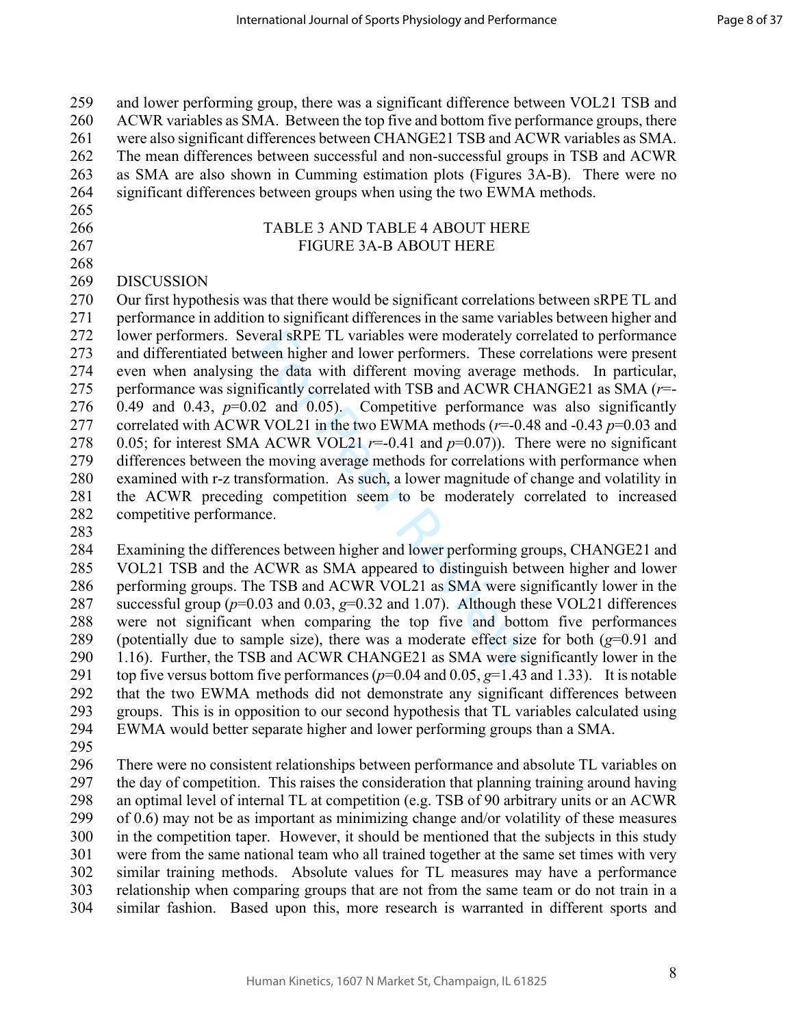and lower performing group, there was a significant difference between VOL21 TSB and ACWR variables as SMA. Between the top five and bottom five performance groups, there were also significant differences between CHANGE21 TSB and ACWR variables as SMA. The mean differences between successful and non-successful groups in TSB and ACWR as SMA are also shown in Cumming estimation plots (Figures 3A-B). There were no significant differences between groups when using the two EWMA methods.

TABLE 3 AND TABLE 4 ABOUT HERE

FIGURE 3A-B ABOUT HERE

## DISCUSSION

Our first hypothesis was that there would be significant correlations between sRPE TL and performance in addition to significant differences in the same variables between higher and lower performers. Several sRPE TL variables were moderately correlated to performance and differentiated between higher and lower performers. These correlations were present even when analysing the data with different moving average methods. In particular, performance was significantly correlated with TSB and ACWR CHANGE21 as SMA ($r$=-0.49 and 0.43, $p$=0.02 and 0.05). Competitive performance was also significantly correlated with ACWR VOL21 in the two EWMA methods ($r$=-0.48 and -0.43 $p$=0.03 and 0.05; for interest SMA ACWR VOL21 $r$=-0.41 and $p$=0.07)). There were no significant differences between the moving average methods for correlations with performance when examined with r-z transformation. As such, a lower magnitude of change and volatility in the ACWR preceding competition seem to be moderately correlated to increased competitive performance.

Examining the differences between higher and lower performing groups, CHANGE21 and VOL21 TSB and the ACWR as SMA appeared to distinguish between higher and lower performing groups. The TSB and ACWR VOL21 as SMA were significantly lower in the successful group ($p$=0.03 and 0.03, $g$=0.32 and 1.07). Although these VOL21 differences were not significant when comparing the top five and bottom five performances (potentially due to sample size), there was a moderate effect size for both ($g$=0.91 and 1.16). Further, the TSB and ACWR CHANGE21 as SMA were significantly lower in the top five versus bottom five performances ($p$=0.04 and 0.05, $g$=1.43 and 1.33). It is notable that the two EWMA methods did not demonstrate any significant differences between groups. This is in opposition to our second hypothesis that TL variables calculated using EWMA would better separate higher and lower performing groups than a SMA.

There were no consistent relationships between performance and absolute TL variables on the day of competition. This raises the consideration that planning training around having an optimal level of internal TL at competition (e.g. TSB of 90 arbitrary units or an ACWR of 0.6) may not be as important as minimizing change and/or volatility of these measures in the competition taper. However, it should be mentioned that the subjects in this study were from the same national team who all trained together at the same set times with very similar training methods. Absolute values for TL measures may have a performance relationship when comparing groups that are not from the same team or do not train in a similar fashion. Based upon this, more research is warranted in different sports and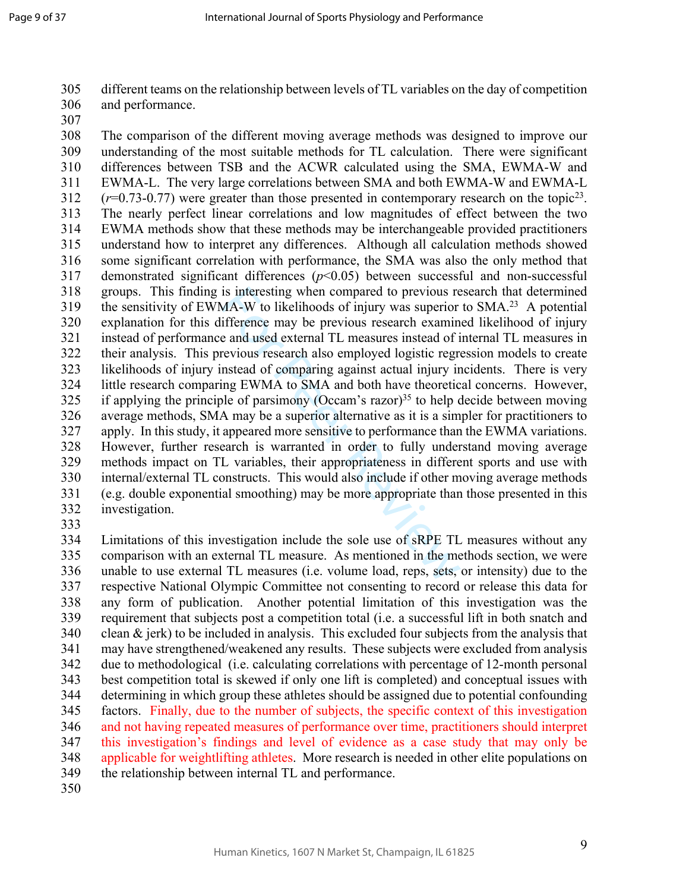different teams on the relationship between levels of TL variables on the day of competition and performance.

The comparison of the different moving average methods was designed to improve our understanding of the most suitable methods for TL calculation. There were significant differences between TSB and the ACWR calculated using the SMA, EWMA-W and EWMA-L. The very large correlations between SMA and both EWMA-W and EWMA-L ($r$=0.73-0.77) were greater than those presented in contemporary research on the topic[23]. The nearly perfect linear correlations and low magnitudes of effect between the two EWMA methods show that these methods may be interchangeable provided practitioners understand how to interpret any differences. Although all calculation methods showed some significant correlation with performance, the SMA was also the only method that demonstrated significant differences ($p$<0.05) between successful and non-successful groups. This finding is interesting when compared to previous research that determined the sensitivity of EWMA-W to likelihoods of injury was superior to SMA.[23] A potential explanation for this difference may be previous research examined likelihood of injury instead of performance and used external TL measures instead of internal TL measures in their analysis. This previous research also employed logistic regression models to create likelihoods of injury instead of comparing against actual injury incidents. There is very little research comparing EWMA to SMA and both have theoretical concerns. However, if applying the principle of parsimony (Occam's razor)[35] to help decide between moving average methods, SMA may be a superior alternative as it is a simpler for practitioners to apply. In this study, it appeared more sensitive to performance than the EWMA variations. However, further research is warranted in order to fully understand moving average methods impact on TL variables, their appropriateness in different sports and use with internal/external TL constructs. This would also include if other moving average methods (e.g. double exponential smoothing) may be more appropriate than those presented in this investigation.

Limitations of this investigation include the sole use of sRPE TL measures without any comparison with an external TL measure. As mentioned in the methods section, we were unable to use external TL measures (i.e. volume load, reps, sets, or intensity) due to the respective National Olympic Committee not consenting to record or release this data for any form of publication. Another potential limitation of this investigation was the requirement that subjects post a competition total (i.e. a successful lift in both snatch and clean & jerk) to be included in analysis. This excluded four subjects from the analysis that may have strengthened/weakened any results. These subjects were excluded from analysis due to methodological (i.e. calculating correlations with percentage of 12-month personal best competition total is skewed if only one lift is completed) and conceptual issues with determining in which group these athletes should be assigned due to potential confounding factors. Finally, due to the number of subjects, the specific context of this investigation and not having repeated measures of performance over time, practitioners should interpret this investigation's findings and level of evidence as a case study that may only be applicable for weightlifting athletes. More research is needed in other elite populations on the relationship between internal TL and performance.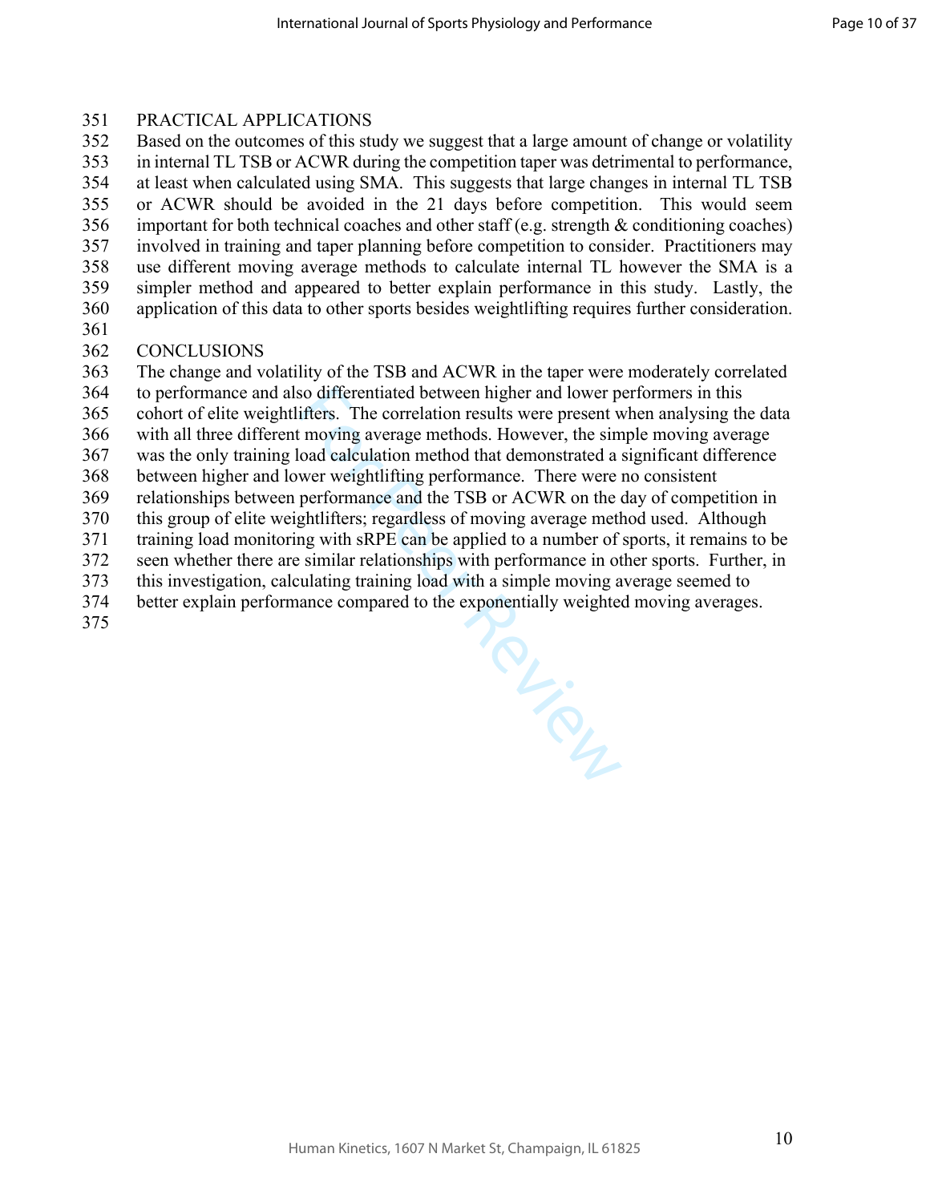## PRACTICAL APPLICATIONS

Based on the outcomes of this study we suggest that a large amount of change or volatility in internal TL TSB or ACWR during the competition taper was detrimental to performance, at least when calculated using SMA. This suggests that large changes in internal TL TSB or ACWR should be avoided in the 21 days before competition. This would seem important for both technical coaches and other staff (e.g. strength & conditioning coaches) involved in training and taper planning before competition to consider. Practitioners may use different moving average methods to calculate internal TL however the SMA is a simpler method and appeared to better explain performance in this study. Lastly, the application of this data to other sports besides weightlifting requires further consideration.

## CONCLUSIONS

The change and volatility of the TSB and ACWR in the taper were moderately correlated to performance and also differentiated between higher and lower performers in this cohort of elite weightlifters. The correlation results were present when analysing the data with all three different moving average methods. However, the simple moving average was the only training load calculation method that demonstrated a significant difference between higher and lower weightlifting performance. There were no consistent relationships between performance and the TSB or ACWR on the day of competition in this group of elite weightlifters; regardless of moving average method used. Although training load monitoring with sRPE can be applied to a number of sports, it remains to be seen whether there are similar relationships with performance in other sports. Further, in this investigation, calculating training load with a simple moving average seemed to better explain performance compared to the exponentially weighted moving averages.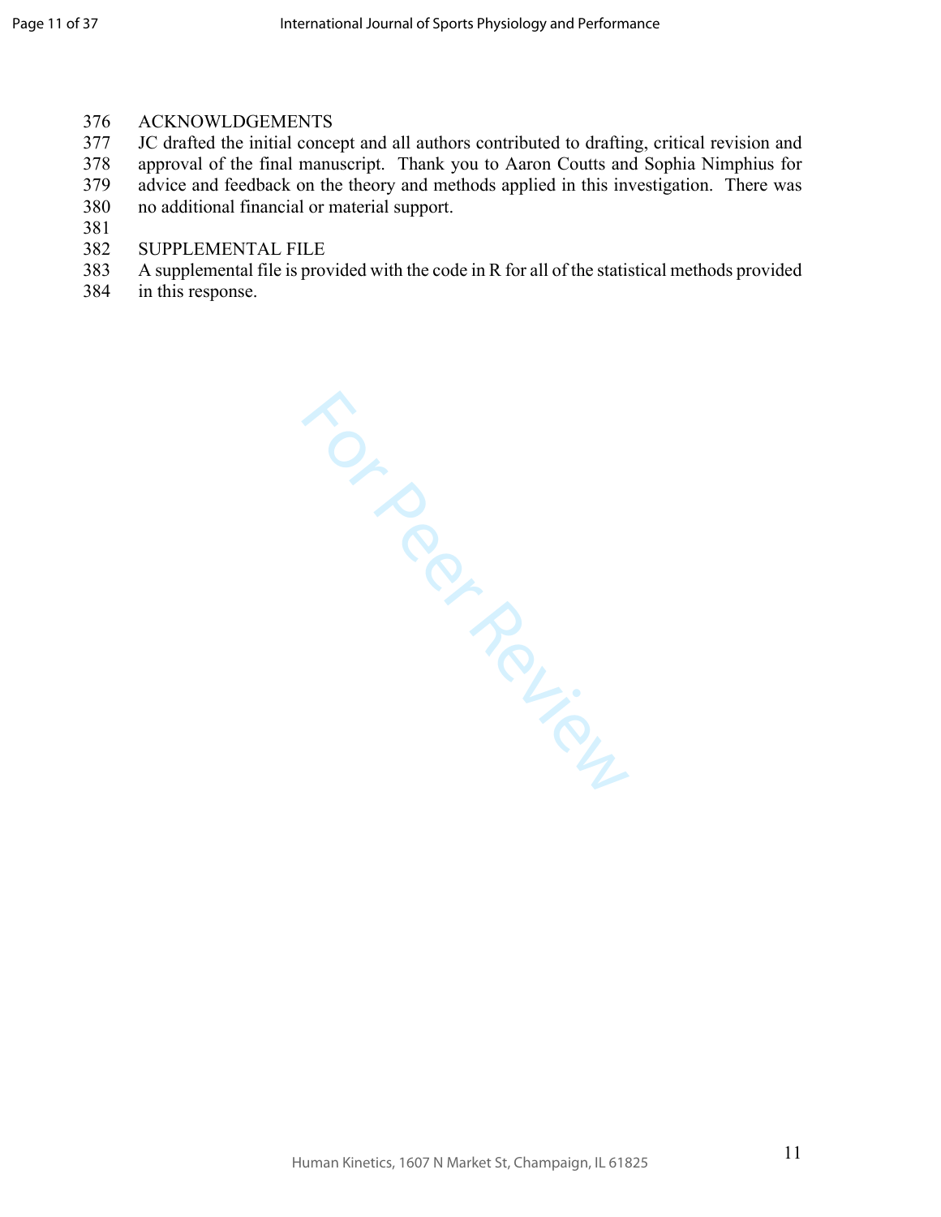## ACKNOWLEDGEMENTS

JC drafted the initial concept and all authors contributed to drafting, critical revision and approval of the final manuscript. Thank you to Aaron Coutts and Sophia Nimphius for advice and feedback on the theory and methods applied in this investigation. There was no additional financial or material support.

## SUPPLEMENTAL FILE

A supplemental file is provided with the code in R for all of the statistical methods provided in this response.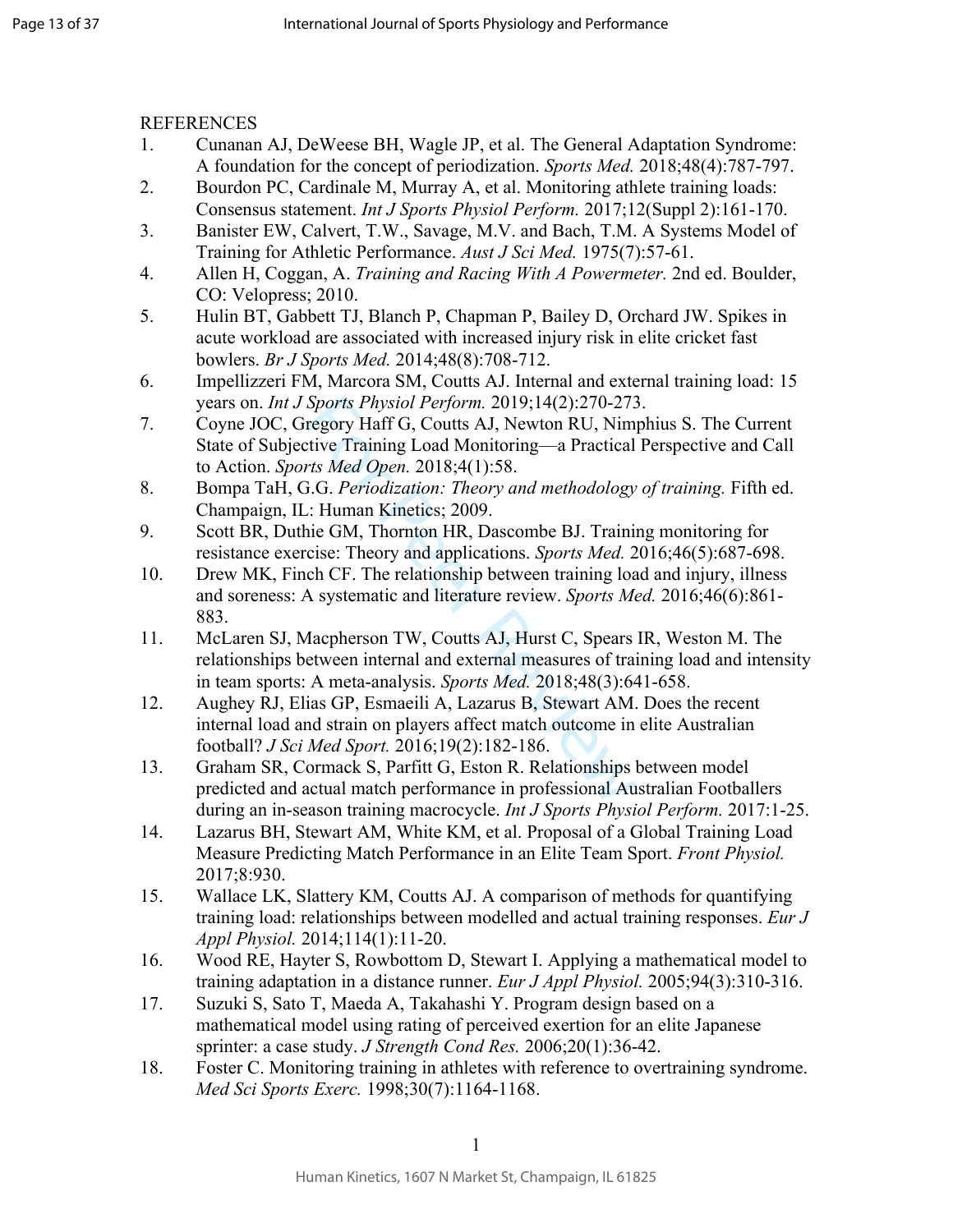REFERENCES

1. Cunanan AJ, DeWeese BH, Wagle JP, et al. The General Adaptation Syndrome: A foundation for the concept of periodization. *Sports Med.* 2018;48(4):787-797.
2. Bourdon PC, Cardinale M, Murray A, et al. Monitoring athlete training loads: Consensus statement. *Int J Sports Physiol Perform.* 2017;12(Suppl 2):161-170.
3. Banister EW, Calvert, T.W., Savage, M.V. and Bach, T.M. A Systems Model of Training for Athletic Performance. *Aust J Sci Med.* 1975(7):57-61.
4. Allen H, Coggan, A. *Training and Racing With A Powermeter.* 2nd ed. Boulder, CO: Velopress; 2010.
5. Hulin BT, Gabbett TJ, Blanch P, Chapman P, Bailey D, Orchard JW. Spikes in acute workload are associated with increased injury risk in elite cricket fast bowlers. *Br J Sports Med.* 2014;48(8):708-712.
6. Impellizzeri FM, Marcora SM, Coutts AJ. Internal and external training load: 15 years on. *Int J Sports Physiol Perform.* 2019;14(2):270-273.
7. Coyne JOC, Gregory Haff G, Coutts AJ, Newton RU, Nimphius S. The Current State of Subjective Training Load Monitoring—a Practical Perspective and Call to Action. *Sports Med Open.* 2018;4(1):58.
8. Bompa TaH, G.G. *Periodization: Theory and methodology of training.* Fifth ed. Champaign, IL: Human Kinetics; 2009.
9. Scott BR, Duthie GM, Thornton HR, Dascombe BJ. Training monitoring for resistance exercise: Theory and applications. *Sports Med.* 2016;46(5):687-698.
10. Drew MK, Finch CF. The relationship between training load and injury, illness and soreness: A systematic and literature review. *Sports Med.* 2016;46(6):861-883.
11. McLaren SJ, Macpherson TW, Coutts AJ, Hurst C, Spears IR, Weston M. The relationships between internal and external measures of training load and intensity in team sports: A meta-analysis. *Sports Med.* 2018;48(3):641-658.
12. Aughey RJ, Elias GP, Esmaeili A, Lazarus B, Stewart AM. Does the recent internal load and strain on players affect match outcome in elite Australian football? *J Sci Med Sport.* 2016;19(2):182-186.
13. Graham SR, Cormack S, Parfitt G, Eston R. Relationships between model predicted and actual match performance in professional Australian Footballers during an in-season training macrocycle. *Int J Sports Physiol Perform.* 2017:1-25.
14. Lazarus BH, Stewart AM, White KM, et al. Proposal of a Global Training Load Measure Predicting Match Performance in an Elite Team Sport. *Front Physiol.* 2017;8:930.
15. Wallace LK, Slattery KM, Coutts AJ. A comparison of methods for quantifying training load: relationships between modelled and actual training responses. *Eur J Appl Physiol.* 2014;114(1):11-20.
16. Wood RE, Hayter S, Rowbottom D, Stewart I. Applying a mathematical model to training adaptation in a distance runner. *Eur J Appl Physiol.* 2005;94(3):310-316.
17. Suzuki S, Sato T, Maeda A, Takahashi Y. Program design based on a mathematical model using rating of perceived exertion for an elite Japanese sprinter: a case study. *J Strength Cond Res.* 2006;20(1):36-42.
18. Foster C. Monitoring training in athletes with reference to overtraining syndrome. *Med Sci Sports Exerc.* 1998;30(7):1164-1168.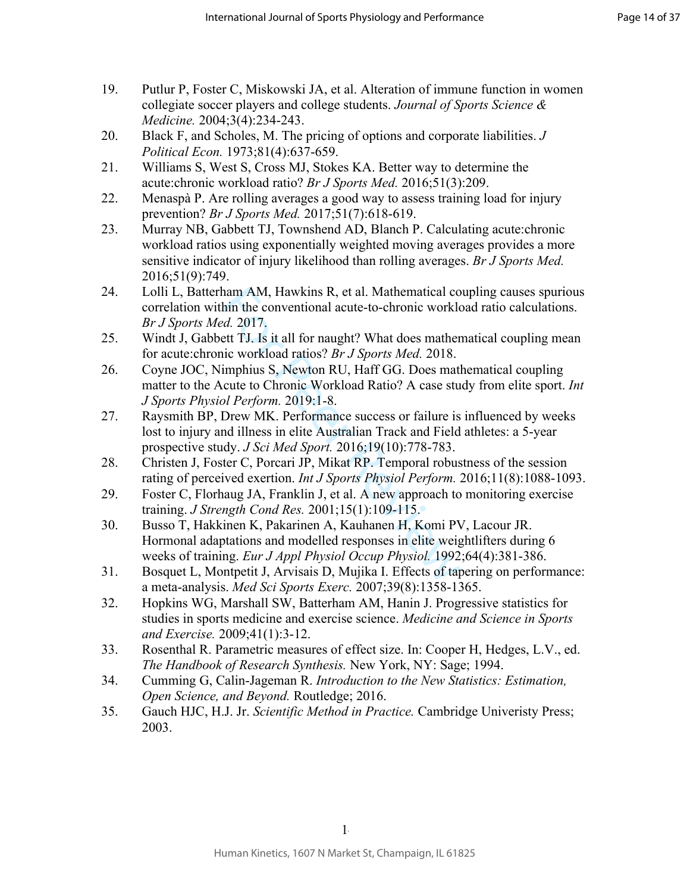19. Putlur P, Foster C, Miskowski JA, et al. Alteration of immune function in women collegiate soccer players and college students. *Journal of Sports Science & Medicine.* 2004;3(4):234-243.
20. Black F, and Scholes, M. The pricing of options and corporate liabilities. *J Political Econ.* 1973;81(4):637-659.
21. Williams S, West S, Cross MJ, Stokes KA. Better way to determine the acute:chronic workload ratio? *Br J Sports Med.* 2016;51(3):209.
22. Menaspà P. Are rolling averages a good way to assess training load for injury prevention? *Br J Sports Med.* 2017;51(7):618-619.
23. Murray NB, Gabbett TJ, Townshend AD, Blanch P. Calculating acute:chronic workload ratios using exponentially weighted moving averages provides a more sensitive indicator of injury likelihood than rolling averages. *Br J Sports Med.* 2016;51(9):749.
24. Lolli L, Batterham AM, Hawkins R, et al. Mathematical coupling causes spurious correlation within the conventional acute-to-chronic workload ratio calculations. *Br J Sports Med.* 2017.
25. Windt J, Gabbett TJ. Is it all for naught? What does mathematical coupling mean for acute:chronic workload ratios? *Br J Sports Med.* 2018.
26. Coyne JOC, Nimphius S, Newton RU, Haff GG. Does mathematical coupling matter to the Acute to Chronic Workload Ratio? A case study from elite sport. *Int J Sports Physiol Perform.* 2019:1-8.
27. Raysmith BP, Drew MK. Performance success or failure is influenced by weeks lost to injury and illness in elite Australian Track and Field athletes: a 5-year prospective study. *J Sci Med Sport.* 2016;19(10):778-783.
28. Christen J, Foster C, Porcari JP, Mikat RP. Temporal robustness of the session rating of perceived exertion. *Int J Sports Physiol Perform.* 2016;11(8):1088-1093.
29. Foster C, Florhaug JA, Franklin J, et al. A new approach to monitoring exercise training. *J Strength Cond Res.* 2001;15(1):109-115.
30. Busso T, Hakkinen K, Pakarinen A, Kauhanen H, Komi PV, Lacour JR. Hormonal adaptations and modelled responses in elite weightlifters during 6 weeks of training. *Eur J Appl Physiol Occup Physiol.* 1992;64(4):381-386.
31. Bosquet L, Montpetit J, Arvisais D, Mujika I. Effects of tapering on performance: a meta-analysis. *Med Sci Sports Exerc.* 2007;39(8):1358-1365.
32. Hopkins WG, Marshall SW, Batterham AM, Hanin J. Progressive statistics for studies in sports medicine and exercise science. *Medicine and Science in Sports and Exercise.* 2009;41(1):3-12.
33. Rosenthal R. Parametric measures of effect size. In: Cooper H, Hedges, L.V., ed. *The Handbook of Research Synthesis.* New York, NY: Sage; 1994.
34. Cumming G, Calin-Jageman R. *Introduction to the New Statistics: Estimation, Open Science, and Beyond.* Routledge; 2016.
35. Gauch HJC, H.J. Jr. *Scientific Method in Practice.* Cambridge Univeristy Press; 2003.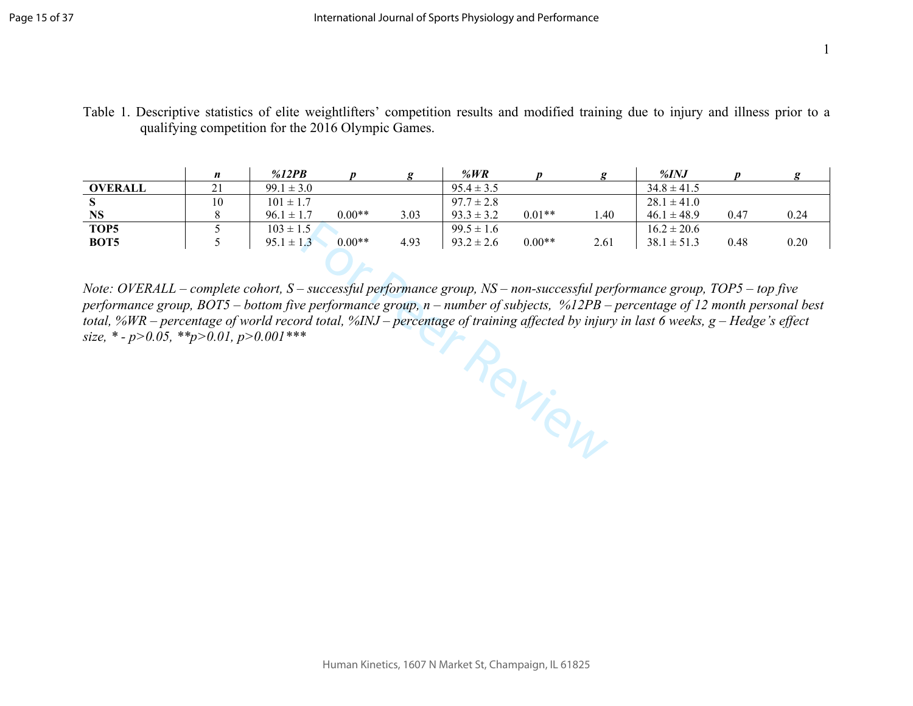Table 1. Descriptive statistics of elite weightlifters' competition results and modified training due to injury and illness prior to a qualifying competition for the 2016 Olympic Games.

| | *n* | *%12PB* | *p* | *g* | *%WR* | *p* | *g* | *%INJ* | *p* | *g* |
|---|---|---|---|---|---|---|---|---|---|---|
| **OVERALL** | 21 | 99.1 ± 3.0 | | | 95.4 ± 3.5 | | | 34.8 ± 41.5 | | |
| **S** | 10 | 101 ± 1.7 | | | 97.7 ± 2.8 | | | 28.1 ± 41.0 | | |
| **NS** | 8 | 96.1 ± 1.7 | 0.00** | 3.03 | 93.3 ± 3.2 | 0.01** | 1.40 | 46.1 ± 48.9 | 0.47 | 0.24 |
| **TOP5** | 5 | 103 ± 1.5 | | | 99.5 ± 1.6 | | | 16.2 ± 20.6 | | |
| **BOT5** | 5 | 95.1 ± 1.3 | 0.00** | 4.93 | 93.2 ± 2.6 | 0.00** | 2.61 | 38.1 ± 51.3 | 0.48 | 0.20 |

*Note: OVERALL – complete cohort, S – successful performance group, NS – non-successful performance group, TOP5 – top five performance group, BOT5 – bottom five performance group, n – number of subjects, %12PB – percentage of 12 month personal best total, %WR – percentage of world record total, %INJ – percentage of training affected by injury in last 6 weeks, g – Hedge's effect size, * - p>0.05, **p>0.01, p>0.001****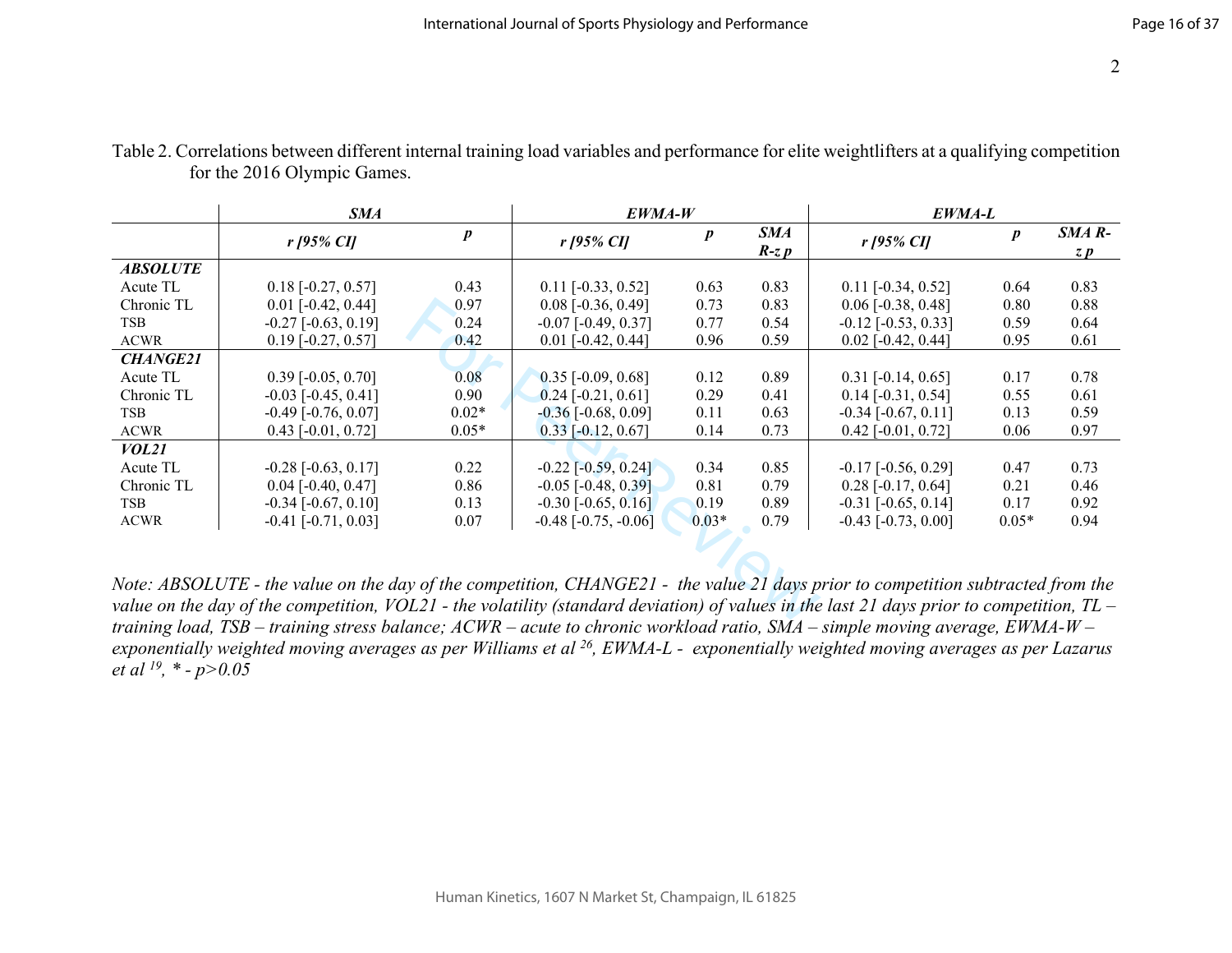Table 2. Correlations between different internal training load variables and performance for elite weightlifters at a qualifying competition for the 2016 Olympic Games.

| | ***SMA*** | | ***EWMA-W*** | | | ***EWMA-L*** | | |
|---|---|---|---|---|---|---|---|---|
| | ***r [95% CI]*** | ***p*** | ***r [95% CI]*** | ***p*** | ***SMA R-z p*** | ***r [95% CI]*** | ***p*** | ***SMA R-z p*** |
| ***ABSOLUTE*** | | | | | | | | |
| Acute TL | 0.18 [-0.27, 0.57] | 0.43 | 0.11 [-0.33, 0.52] | 0.63 | 0.83 | 0.11 [-0.34, 0.52] | 0.64 | 0.83 |
| Chronic TL | 0.01 [-0.42, 0.44] | 0.97 | 0.08 [-0.36, 0.49] | 0.73 | 0.83 | 0.06 [-0.38, 0.48] | 0.80 | 0.88 |
| TSB | -0.27 [-0.63, 0.19] | 0.24 | -0.07 [-0.49, 0.37] | 0.77 | 0.54 | -0.12 [-0.53, 0.33] | 0.59 | 0.64 |
| ACWR | 0.19 [-0.27, 0.57] | 0.42 | 0.01 [-0.42, 0.44] | 0.96 | 0.59 | 0.02 [-0.42, 0.44] | 0.95 | 0.61 |
| ***CHANGE21*** | | | | | | | | |
| Acute TL | 0.39 [-0.05, 0.70] | 0.08 | 0.35 [-0.09, 0.68] | 0.12 | 0.89 | 0.31 [-0.14, 0.65] | 0.17 | 0.78 |
| Chronic TL | -0.03 [-0.45, 0.41] | 0.90 | 0.24 [-0.21, 0.61] | 0.29 | 0.41 | 0.14 [-0.31, 0.54] | 0.55 | 0.61 |
| TSB | -0.49 [-0.76, 0.07] | 0.02* | -0.36 [-0.68, 0.09] | 0.11 | 0.63 | -0.34 [-0.67, 0.11] | 0.13 | 0.59 |
| ACWR | 0.43 [-0.01, 0.72] | 0.05* | 0.33 [-0.12, 0.67] | 0.14 | 0.73 | 0.42 [-0.01, 0.72] | 0.06 | 0.97 |
| ***VOL21*** | | | | | | | | |
| Acute TL | -0.28 [-0.63, 0.17] | 0.22 | -0.22 [-0.59, 0.24] | 0.34 | 0.85 | -0.17 [-0.56, 0.29] | 0.47 | 0.73 |
| Chronic TL | 0.04 [-0.40, 0.47] | 0.86 | -0.05 [-0.48, 0.39] | 0.81 | 0.79 | 0.28 [-0.17, 0.64] | 0.21 | 0.46 |
| TSB | -0.34 [-0.67, 0.10] | 0.13 | -0.30 [-0.65, 0.16] | 0.19 | 0.89 | -0.31 [-0.65, 0.14] | 0.17 | 0.92 |
| ACWR | -0.41 [-0.71, 0.03] | 0.07 | -0.48 [-0.75, -0.06] | 0.03* | 0.79 | -0.43 [-0.73, 0.00] | 0.05* | 0.94 |

*Note: ABSOLUTE - the value on the day of the competition, CHANGE21 - the value 21 days prior to competition subtracted from the value on the day of the competition, VOL21 - the volatility (standard deviation) of values in the last 21 days prior to competition, TL – training load, TSB – training stress balance; ACWR – acute to chronic workload ratio, SMA – simple moving average, EWMA-W – exponentially weighted moving averages as per Williams et al [26], EWMA-L - exponentially weighted moving averages as per Lazarus et al [19], * - p>0.05*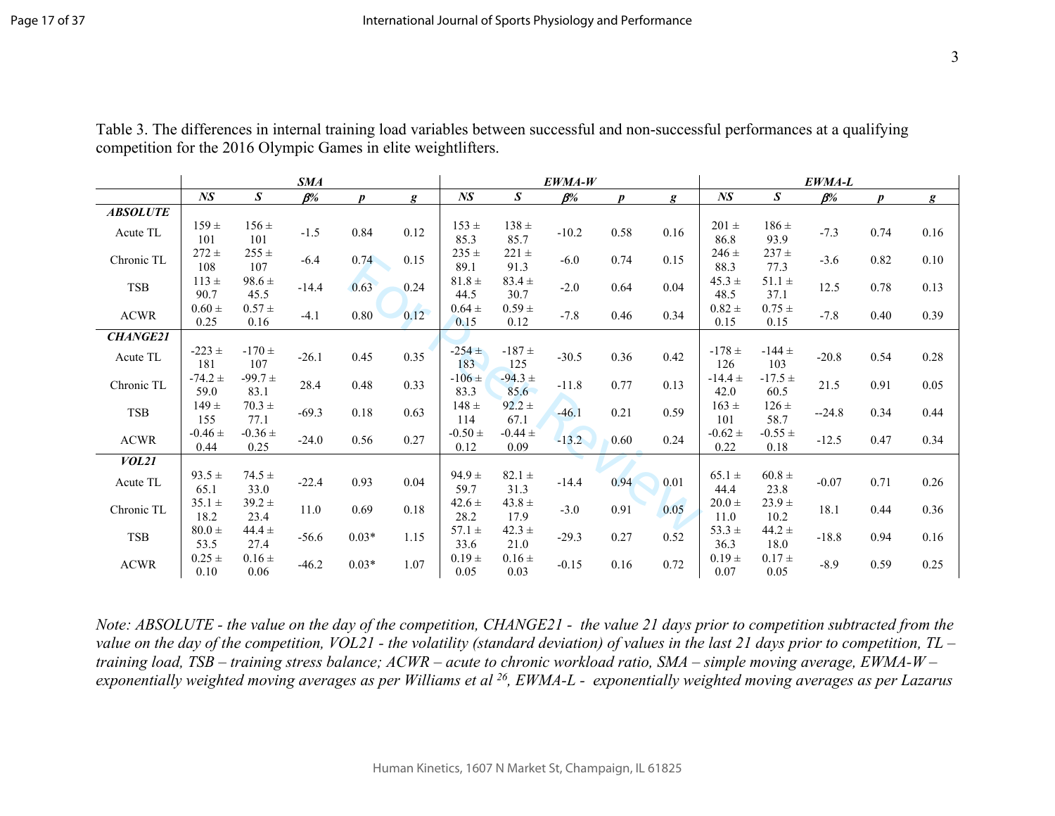Table 3. The differences in internal training load variables between successful and non-successful performances at a qualifying competition for the 2016 Olympic Games in elite weightlifters.

| | *SMA* | | | | | *EWMA-W* | | | | | *EWMA-L* | | | | |
|---|---|---|---|---|---|---|---|---|---|---|---|---|---|---|---|
| | *NS* | *S* | *β%* | *p* | *g* | *NS* | *S* | *β%* | *p* | *g* | *NS* | *S* | *β%* | *p* | *g* |
| ***ABSOLUTE*** | | | | | | | | | | | | | | | |
| Acute TL | 159 ± 101 | 156 ± 101 | -1.5 | 0.84 | 0.12 | 153 ± 85.3 | 138 ± 85.7 | -10.2 | 0.58 | 0.16 | 201 ± 86.8 | 186 ± 93.9 | -7.3 | 0.74 | 0.16 |
| Chronic TL | 272 ± 108 | 255 ± 107 | -6.4 | 0.74 | 0.15 | 235 ± 89.1 | 221 ± 91.3 | -6.0 | 0.74 | 0.15 | 246 ± 88.3 | 237 ± 77.3 | -3.6 | 0.82 | 0.10 |
| TSB | 113 ± 90.7 | 98.6 ± 45.5 | -14.4 | 0.63 | 0.24 | 81.8 ± 44.5 | 83.4 ± 30.7 | -2.0 | 0.64 | 0.04 | 45.3 ± 48.5 | 51.1 ± 37.1 | 12.5 | 0.78 | 0.13 |
| ACWR | 0.60 ± 0.25 | 0.57 ± 0.16 | -4.1 | 0.80 | 0.12 | 0.64 ± 0.15 | 0.59 ± 0.12 | -7.8 | 0.46 | 0.34 | 0.82 ± 0.15 | 0.75 ± 0.15 | -7.8 | 0.40 | 0.39 |
| ***CHANGE21*** | | | | | | | | | | | | | | | |
| Acute TL | -223 ± 181 | -170 ± 107 | -26.1 | 0.45 | 0.35 | -254 ± 183 | -187 ± 125 | -30.5 | 0.36 | 0.42 | -178 ± 126 | -144 ± 103 | -20.8 | 0.54 | 0.28 |
| Chronic TL | -74.2 ± 59.0 | -99.7 ± 83.1 | 28.4 | 0.48 | 0.33 | -106 ± 83.3 | -94.3 ± 85.6 | -11.8 | 0.77 | 0.13 | -14.4 ± 42.0 | -17.5 ± 60.5 | 21.5 | 0.91 | 0.05 |
| TSB | 149 ± 155 | 70.3 ± 77.1 | -69.3 | 0.18 | 0.63 | 148 ± 114 | 92.2 ± 67.1 | -46.1 | 0.21 | 0.59 | 163 ± 101 | 126 ± 58.7 | --24.8 | 0.34 | 0.44 |
| ACWR | -0.46 ± 0.44 | -0.36 ± 0.25 | -24.0 | 0.56 | 0.27 | -0.50 ± 0.12 | -0.44 ± 0.09 | -13.2 | 0.60 | 0.24 | -0.62 ± 0.22 | -0.55 ± 0.18 | -12.5 | 0.47 | 0.34 |
| ***VOL21*** | | | | | | | | | | | | | | | |
| Acute TL | 93.5 ± 65.1 | 74.5 ± 33.0 | -22.4 | 0.93 | 0.04 | 94.9 ± 59.7 | 82.1 ± 31.3 | -14.4 | 0.94 | 0.01 | 65.1 ± 44.4 | 60.8 ± 23.8 | -0.07 | 0.71 | 0.26 |
| Chronic TL | 35.1 ± 18.2 | 39.2 ± 23.4 | 11.0 | 0.69 | 0.18 | 42.6 ± 28.2 | 43.8 ± 17.9 | -3.0 | 0.91 | 0.05 | 20.0 ± 11.0 | 23.9 ± 10.2 | 18.1 | 0.44 | 0.36 |
| TSB | 80.0 ± 53.5 | 44.4 ± 27.4 | -56.6 | 0.03* | 1.15 | 57.1 ± 33.6 | 42.3 ± 21.0 | -29.3 | 0.27 | 0.52 | 53.3 ± 36.3 | 44.2 ± 18.0 | -18.8 | 0.94 | 0.16 |
| ACWR | 0.25 ± 0.10 | 0.16 ± 0.06 | -46.2 | 0.03* | 1.07 | 0.19 ± 0.05 | 0.16 ± 0.03 | -0.15 | 0.16 | 0.72 | 0.19 ± 0.07 | 0.17 ± 0.05 | -8.9 | 0.59 | 0.25 |

*Note: ABSOLUTE - the value on the day of the competition, CHANGE21 - the value 21 days prior to competition subtracted from the value on the day of the competition, VOL21 - the volatility (standard deviation) of values in the last 21 days prior to competition, TL – training load, TSB – training stress balance; ACWR – acute to chronic workload ratio, SMA – simple moving average, EWMA-W – exponentially weighted moving averages as per Williams et al [26], EWMA-L - exponentially weighted moving averages as per Lazarus*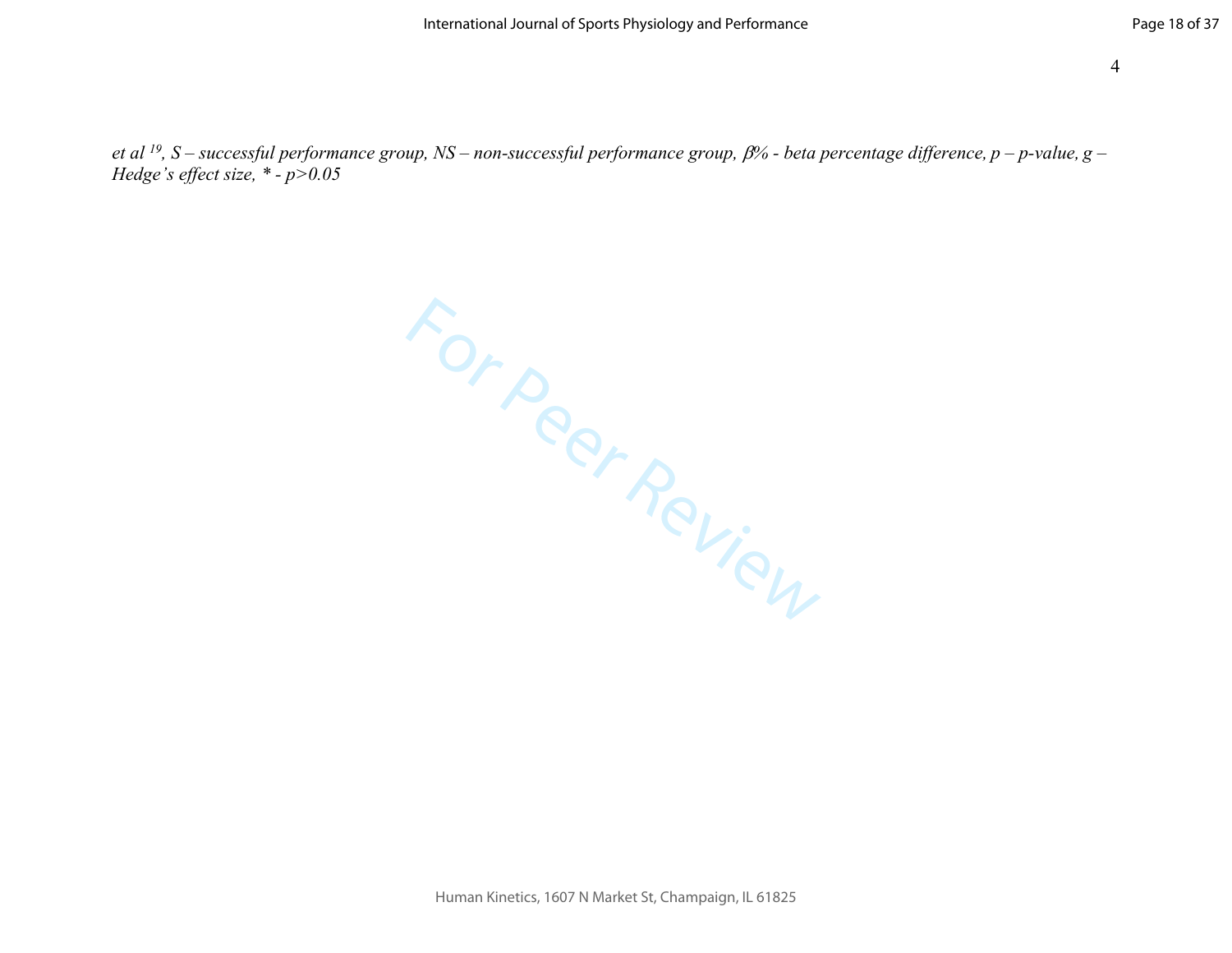*et al [19], S – successful performance group, NS – non-successful performance group, β% - beta percentage difference, p – p-value, g – Hedge's effect size, * - p>0.05*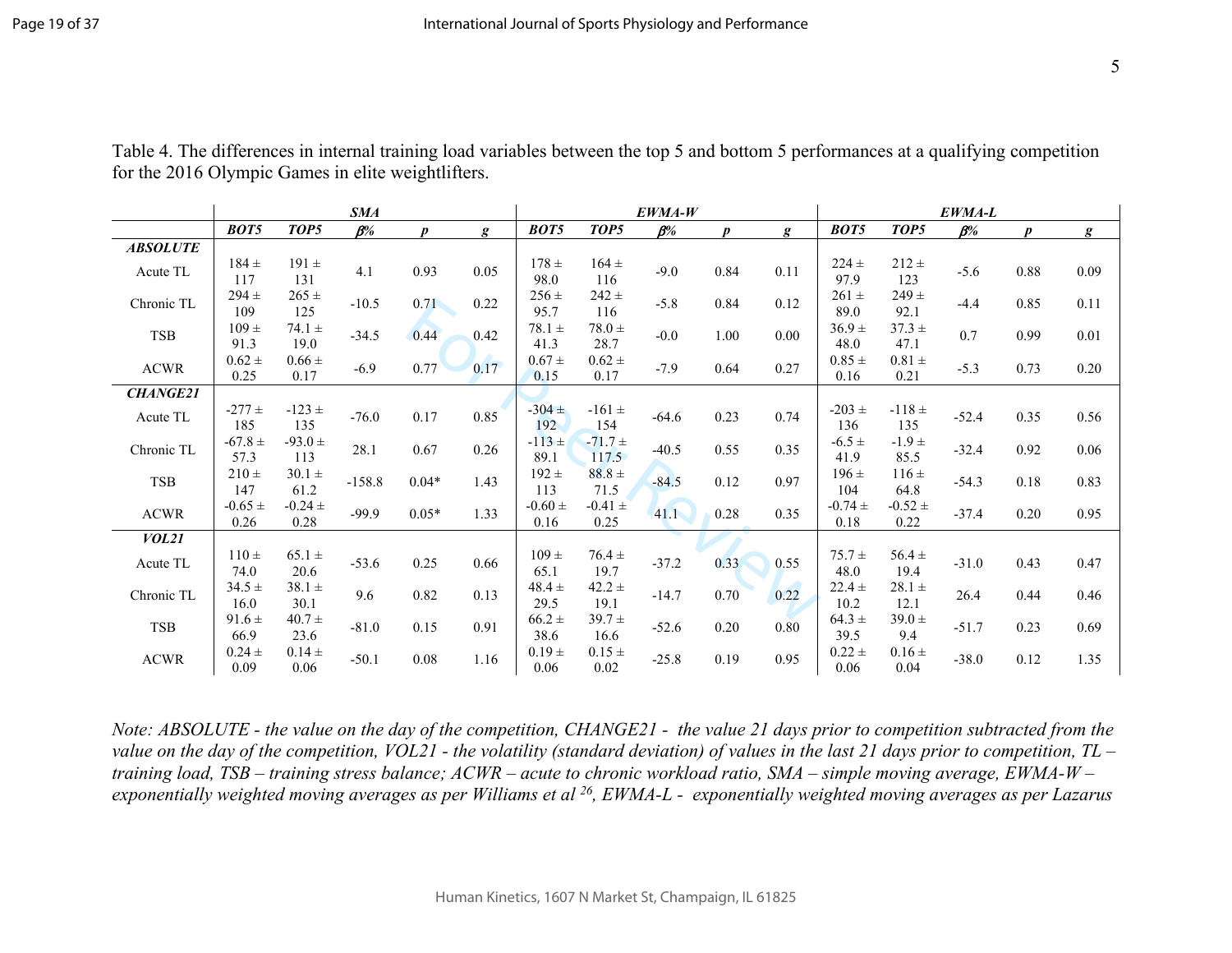Table 4. The differences in internal training load variables between the top 5 and bottom 5 performances at a qualifying competition for the 2016 Olympic Games in elite weightlifters.

| | *SMA* | | | | | *EWMA-W* | | | | | *EWMA-L* | | | | |
|---|---|---|---|---|---|---|---|---|---|---|---|---|---|---|---|
| | ***BOT5*** | ***TOP5*** | ***β%*** | ***p*** | ***g*** | ***BOT5*** | ***TOP5*** | ***β%*** | ***p*** | ***g*** | ***BOT5*** | ***TOP5*** | ***β%*** | ***p*** | ***g*** |
| ***ABSOLUTE*** | | | | | | | | | | | | | | | |
| Acute TL | 184 ± 117 | 191 ± 131 | 4.1 | 0.93 | 0.05 | 178 ± 98.0 | 164 ± 116 | -9.0 | 0.84 | 0.11 | 224 ± 97.9 | 212 ± 123 | -5.6 | 0.88 | 0.09 |
| Chronic TL | 294 ± 109 | 265 ± 125 | -10.5 | 0.71 | 0.22 | 256 ± 95.7 | 242 ± 116 | -5.8 | 0.84 | 0.12 | 261 ± 89.0 | 249 ± 92.1 | -4.4 | 0.85 | 0.11 |
| TSB | 109 ± 91.3 | 74.1 ± 19.0 | -34.5 | 0.44 | 0.42 | 78.1 ± 41.3 | 78.0 ± 28.7 | -0.0 | 1.00 | 0.00 | 36.9 ± 48.0 | 37.3 ± 47.1 | 0.7 | 0.99 | 0.01 |
| ACWR | 0.62 ± 0.25 | 0.66 ± 0.17 | -6.9 | 0.77 | 0.17 | 0.67 ± 0.15 | 0.62 ± 0.17 | -7.9 | 0.64 | 0.27 | 0.85 ± 0.16 | 0.81 ± 0.21 | -5.3 | 0.73 | 0.20 |
| ***CHANGE21*** | | | | | | | | | | | | | | | |
| Acute TL | -277 ± 185 | -123 ± 135 | -76.0 | 0.17 | 0.85 | -304 ± 192 | -161 ± 154 | -64.6 | 0.23 | 0.74 | -203 ± 136 | -118 ± 135 | -52.4 | 0.35 | 0.56 |
| Chronic TL | -67.8 ± 57.3 | -93.0 ± 113 | 28.1 | 0.67 | 0.26 | -113 ± 89.1 | -71.7 ± 117.5 | -40.5 | 0.55 | 0.35 | -6.5 ± 41.9 | -1.9 ± 85.5 | -32.4 | 0.92 | 0.06 |
| TSB | 210 ± 147 | 30.1 ± 61.2 | -158.8 | 0.04* | 1.43 | 192 ± 113 | 88.8 ± 71.5 | -84.5 | 0.12 | 0.97 | 196 ± 104 | 116 ± 64.8 | -54.3 | 0.18 | 0.83 |
| ACWR | -0.65 ± 0.26 | -0.24 ± 0.28 | -99.9 | 0.05* | 1.33 | -0.60 ± 0.16 | -0.41 ± 0.25 | 41.1 | 0.28 | 0.35 | -0.74 ± 0.18 | -0.52 ± 0.22 | -37.4 | 0.20 | 0.95 |
| ***VOL21*** | | | | | | | | | | | | | | | |
| Acute TL | 110 ± 74.0 | 65.1 ± 20.6 | -53.6 | 0.25 | 0.66 | 109 ± 65.1 | 76.4 ± 19.7 | -37.2 | 0.33 | 0.55 | 75.7 ± 48.0 | 56.4 ± 19.4 | -31.0 | 0.43 | 0.47 |
| Chronic TL | 34.5 ± 16.0 | 38.1 ± 30.1 | 9.6 | 0.82 | 0.13 | 48.4 ± 29.5 | 42.2 ± 19.1 | -14.7 | 0.70 | 0.22 | 22.4 ± 10.2 | 28.1 ± 12.1 | 26.4 | 0.44 | 0.46 |
| TSB | 91.6 ± 66.9 | 40.7 ± 23.6 | -81.0 | 0.15 | 0.91 | 66.2 ± 38.6 | 39.7 ± 16.6 | -52.6 | 0.20 | 0.80 | 64.3 ± 39.5 | 39.0 ± 9.4 | -51.7 | 0.23 | 0.69 |
| ACWR | 0.24 ± 0.09 | 0.14 ± 0.06 | -50.1 | 0.08 | 1.16 | 0.19 ± 0.06 | 0.15 ± 0.02 | -25.8 | 0.19 | 0.95 | 0.22 ± 0.06 | 0.16 ± 0.04 | -38.0 | 0.12 | 1.35 |

*Note: ABSOLUTE - the value on the day of the competition, CHANGE21 - the value 21 days prior to competition subtracted from the value on the day of the competition, VOL21 - the volatility (standard deviation) of values in the last 21 days prior to competition, TL – training load, TSB – training stress balance; ACWR – acute to chronic workload ratio, SMA – simple moving average, EWMA-W – exponentially weighted moving averages as per Williams et al [26], EWMA-L - exponentially weighted moving averages as per Lazarus*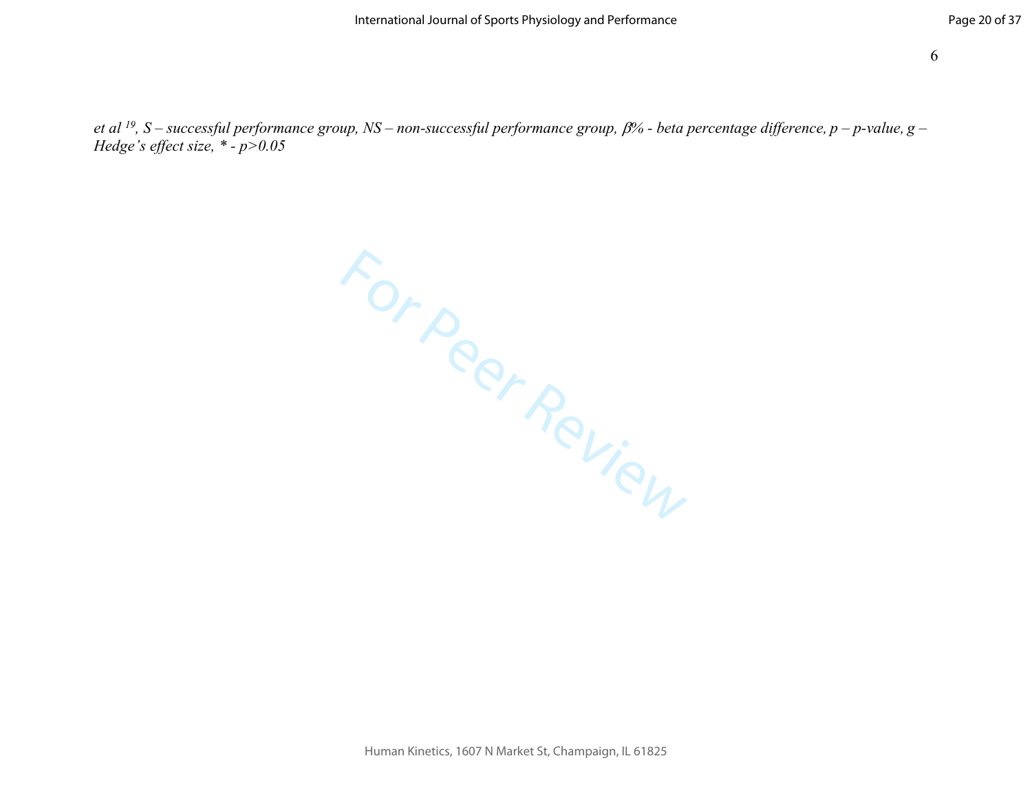*et al* [19], *S – successful performance group, NS – non-successful performance group, β% - beta percentage difference, p – p-value, g – Hedge's effect size, * - p>0.05*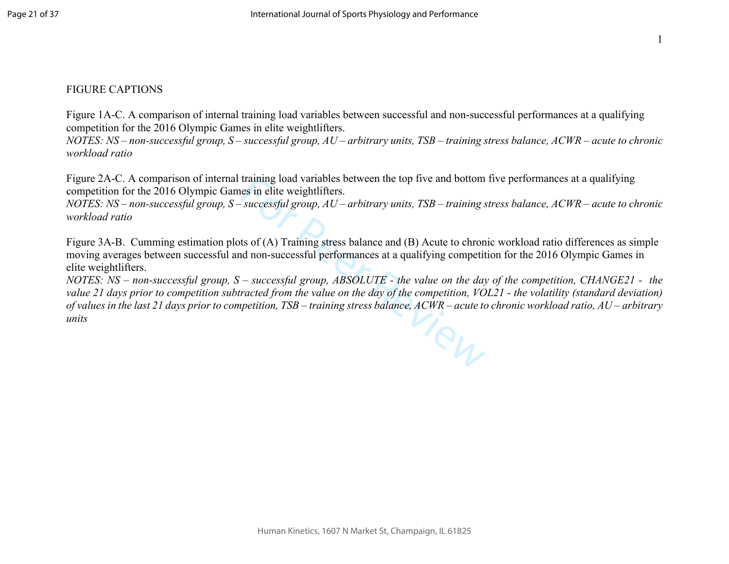FIGURE CAPTIONS

Figure 1A-C. A comparison of internal training load variables between successful and non-successful performances at a qualifying competition for the 2016 Olympic Games in elite weightlifters.
*NOTES: NS – non-successful group, S – successful group, AU – arbitrary units, TSB – training stress balance, ACWR – acute to chronic workload ratio*

Figure 2A-C. A comparison of internal training load variables between the top five and bottom five performances at a qualifying competition for the 2016 Olympic Games in elite weightlifters.
*NOTES: NS – non-successful group, S – successful group, AU – arbitrary units, TSB – training stress balance, ACWR – acute to chronic workload ratio*

Figure 3A-B. Cumming estimation plots of (A) Training stress balance and (B) Acute to chronic workload ratio differences as simple moving averages between successful and non-successful performances at a qualifying competition for the 2016 Olympic Games in elite weightlifters.
*NOTES: NS – non-successful group, S – successful group, ABSOLUTE - the value on the day of the competition, CHANGE21 - the value 21 days prior to competition subtracted from the value on the day of the competition, VOL21 - the volatility (standard deviation) of values in the last 21 days prior to competition, TSB – training stress balance, ACWR – acute to chronic workload ratio, AU – arbitrary units*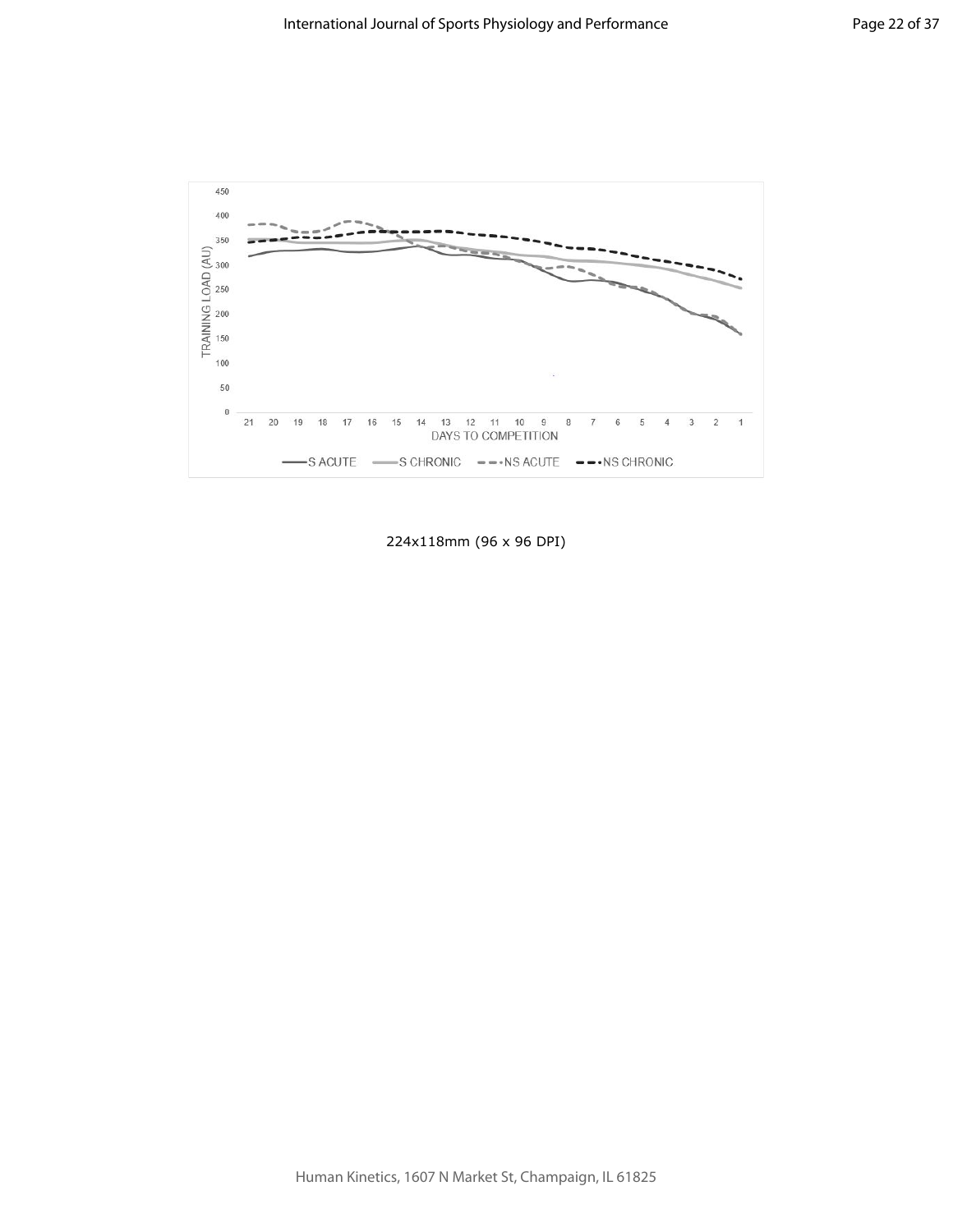224x118mm (96 x 96 DPI)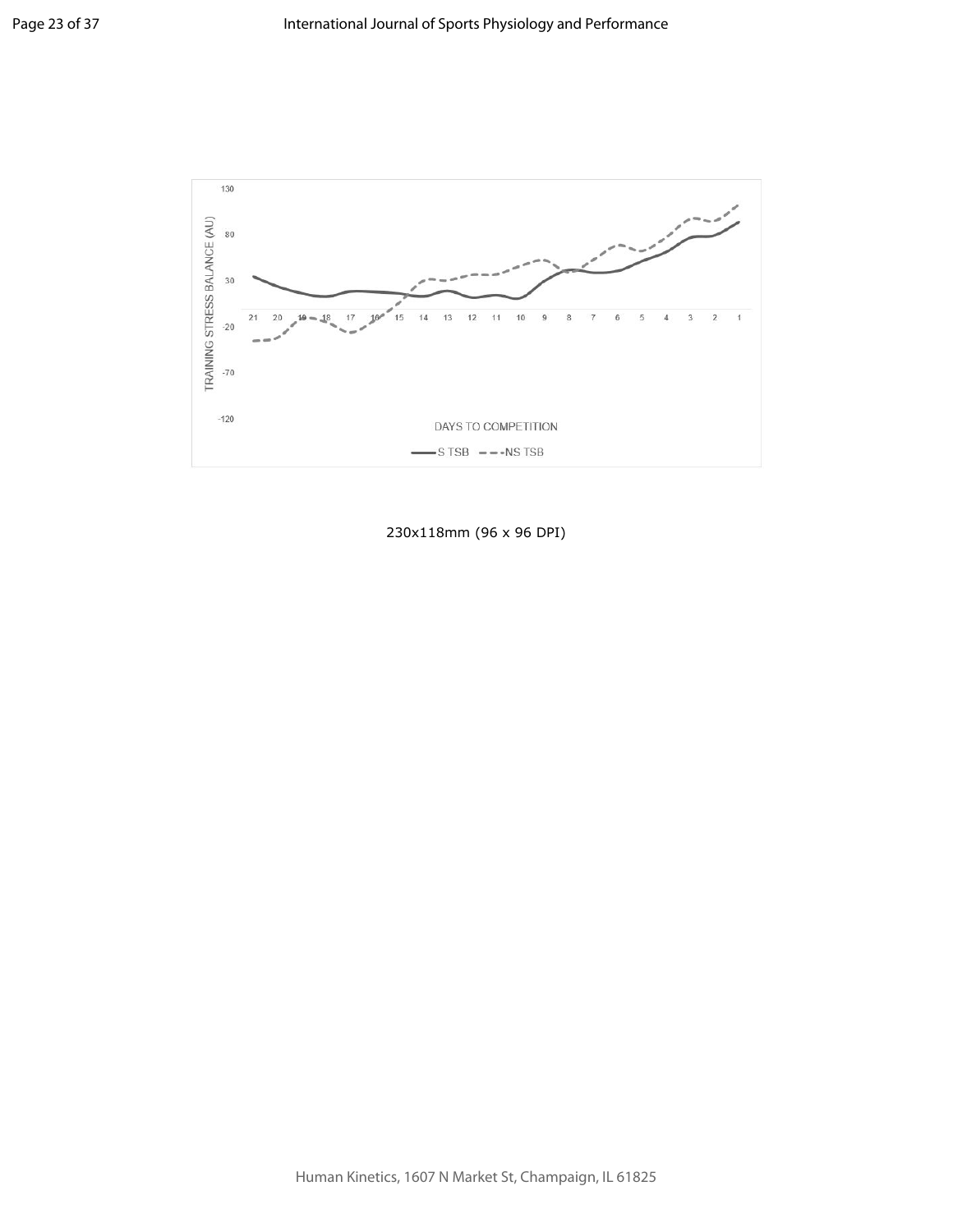230x118mm (96 x 96 DPI)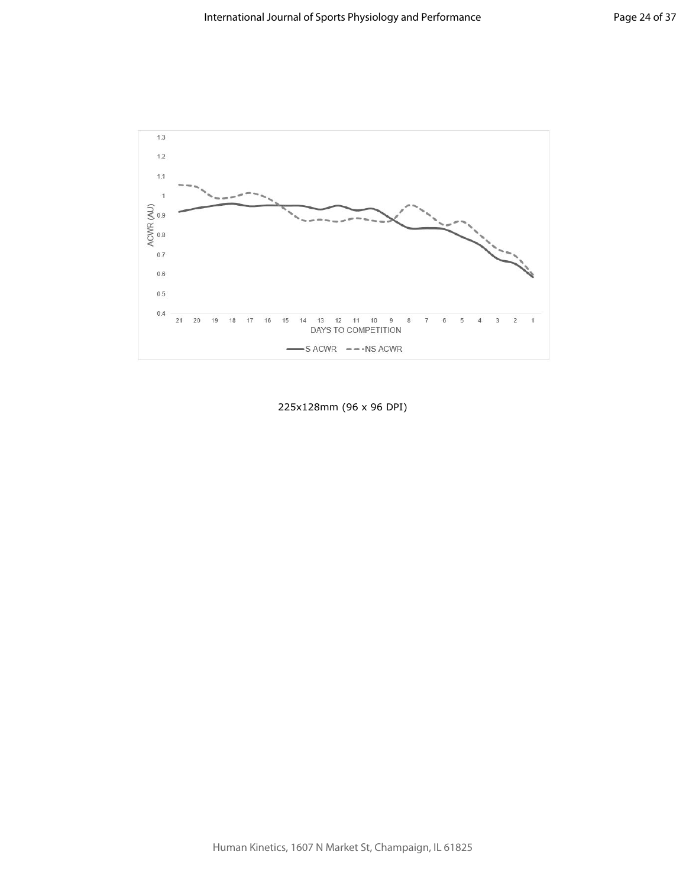225x128mm (96 x 96 DPI)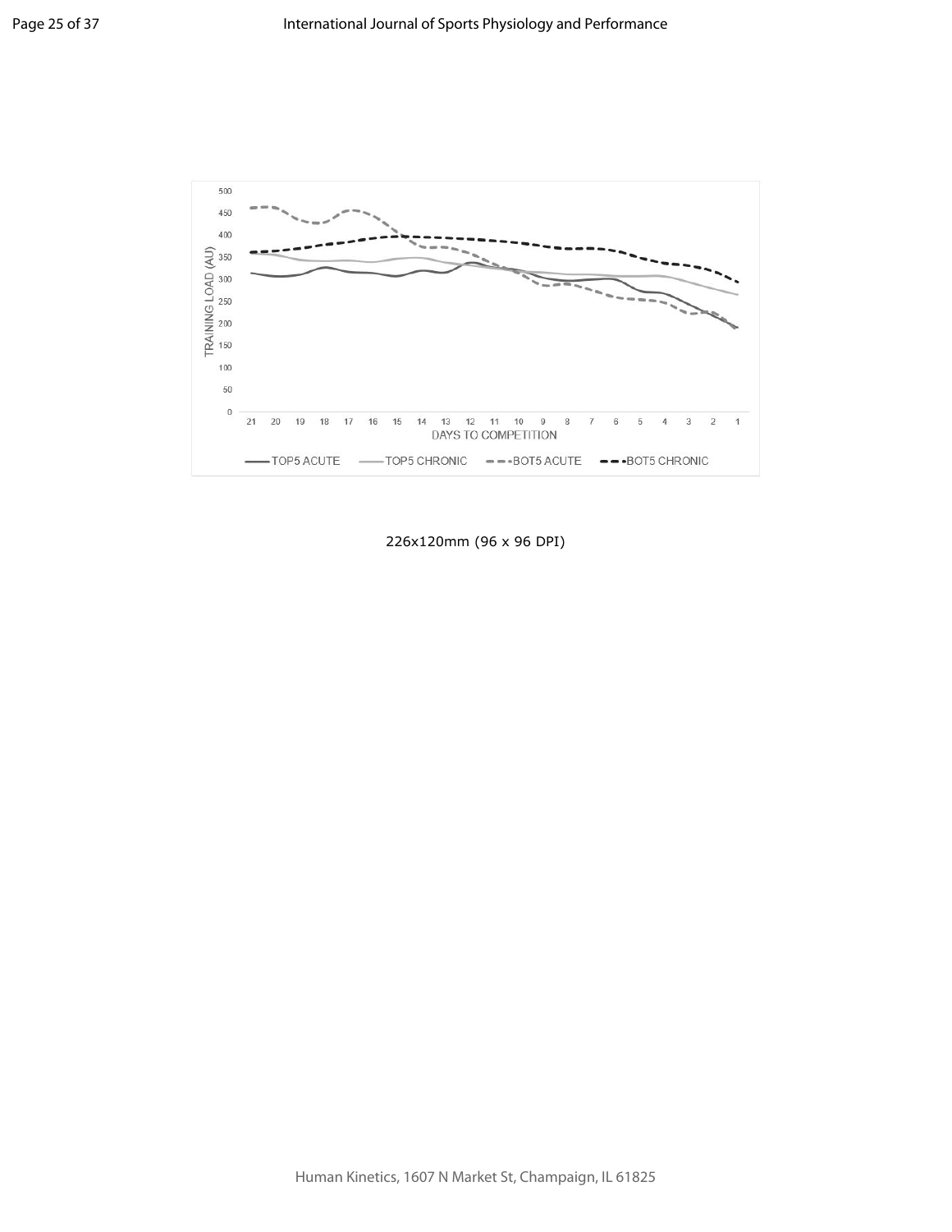226x120mm (96 x 96 DPI)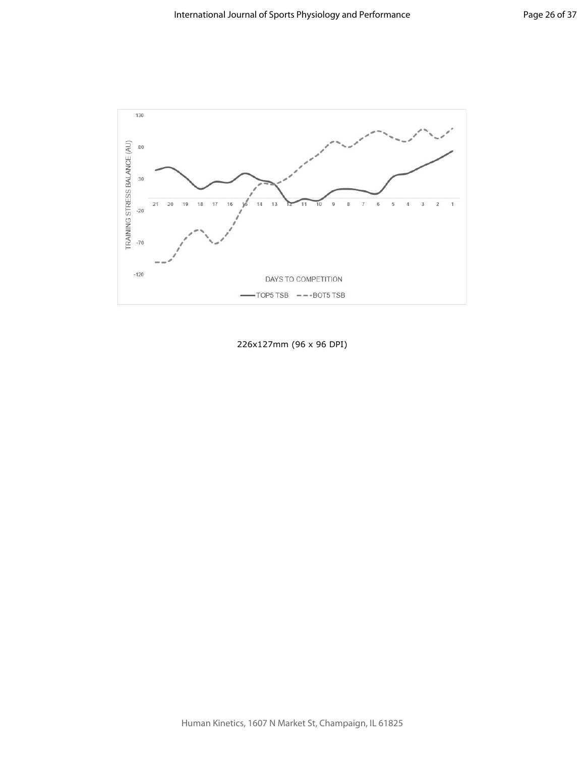226x127mm (96 x 96 DPI)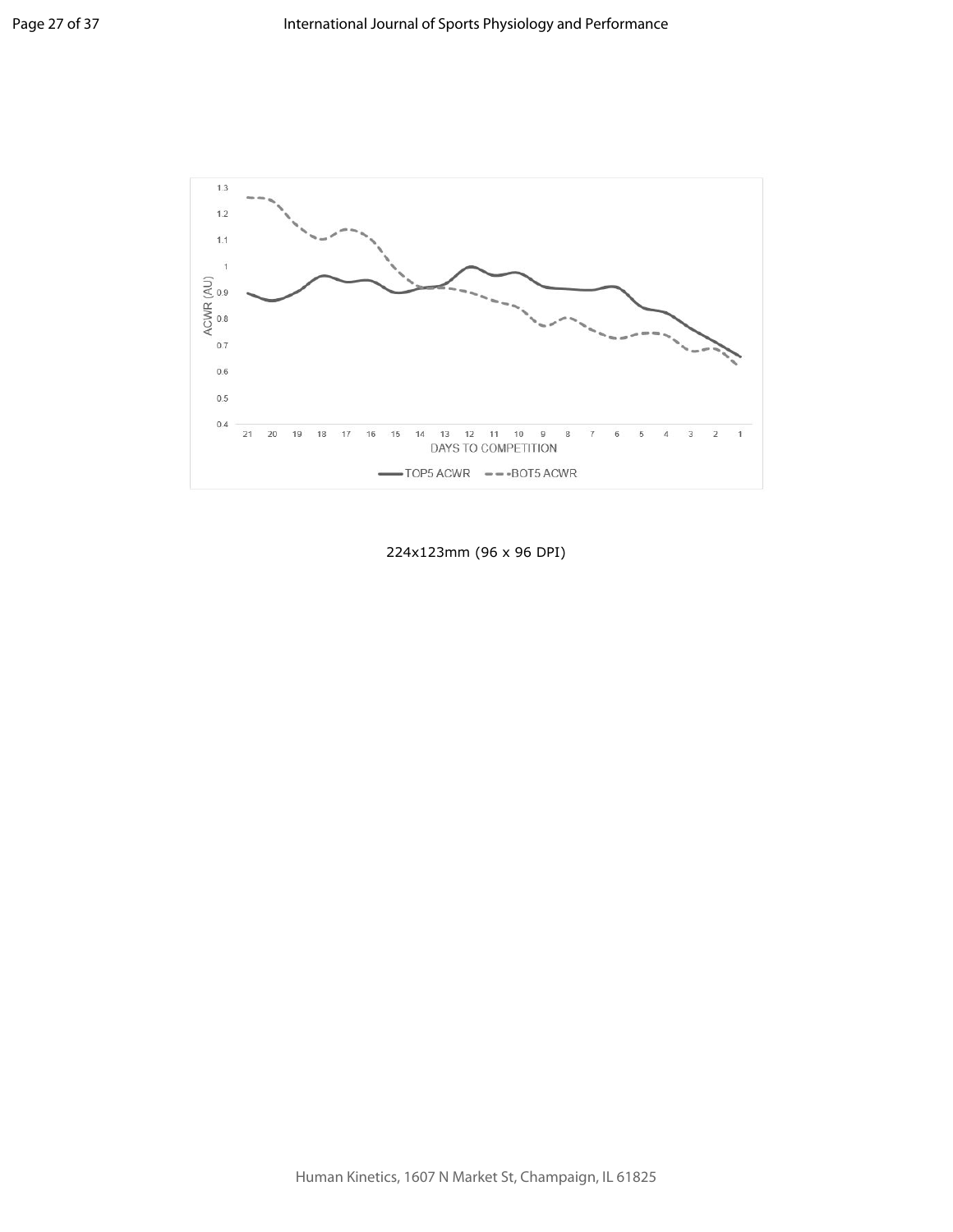224x123mm (96 x 96 DPI)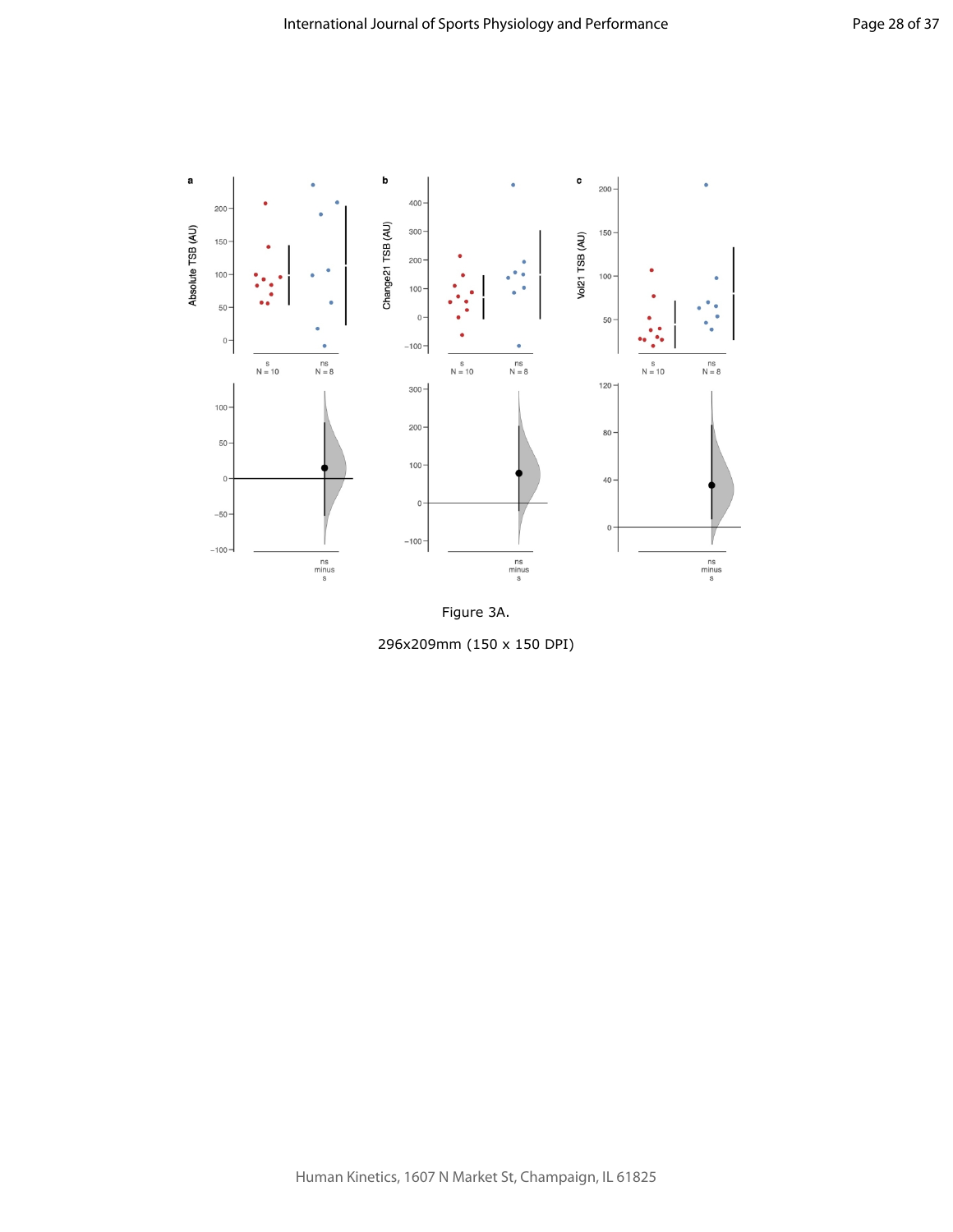Figure 3A.

296x209mm (150 x 150 DPI)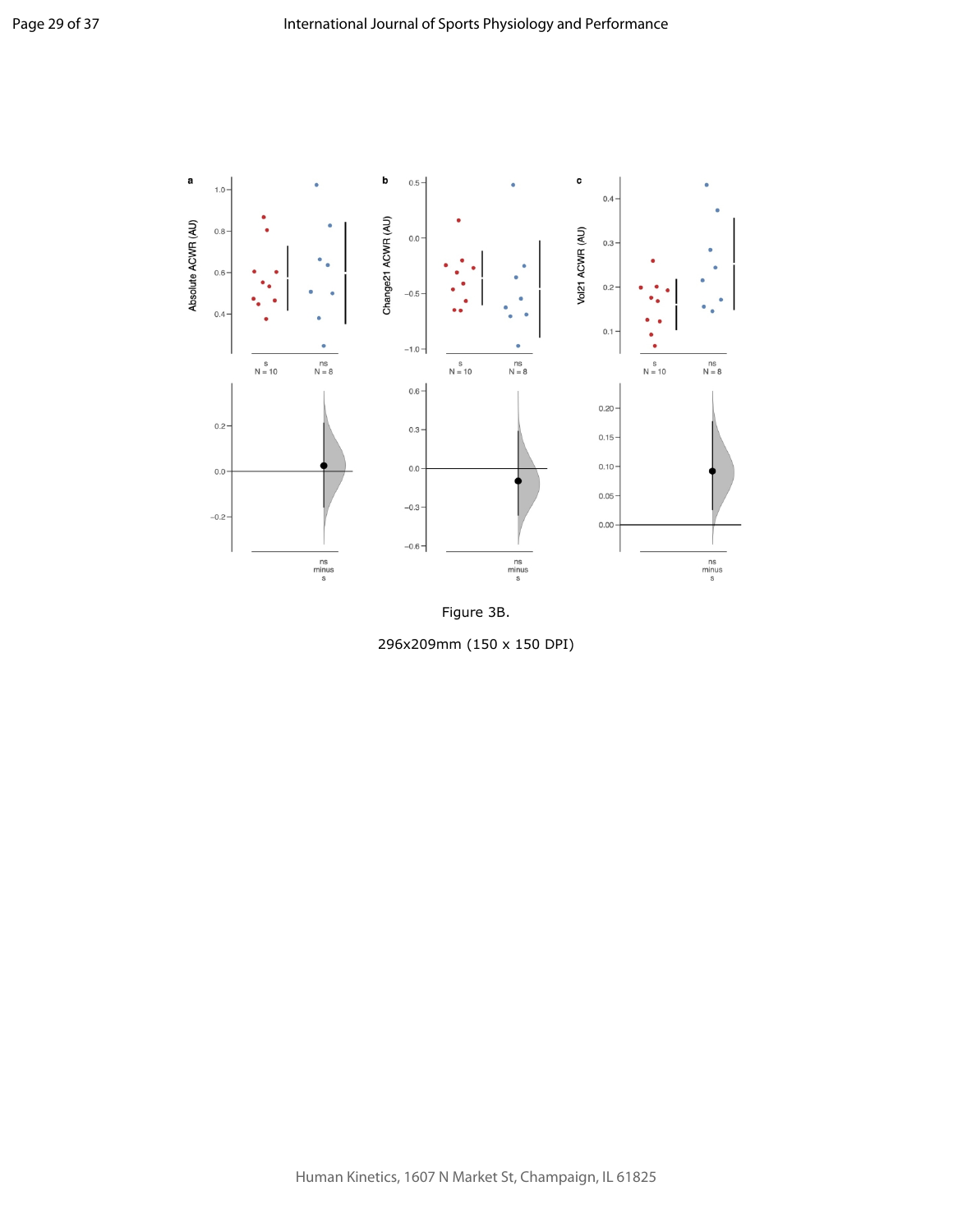Figure 3B.

296x209mm (150 x 150 DPI)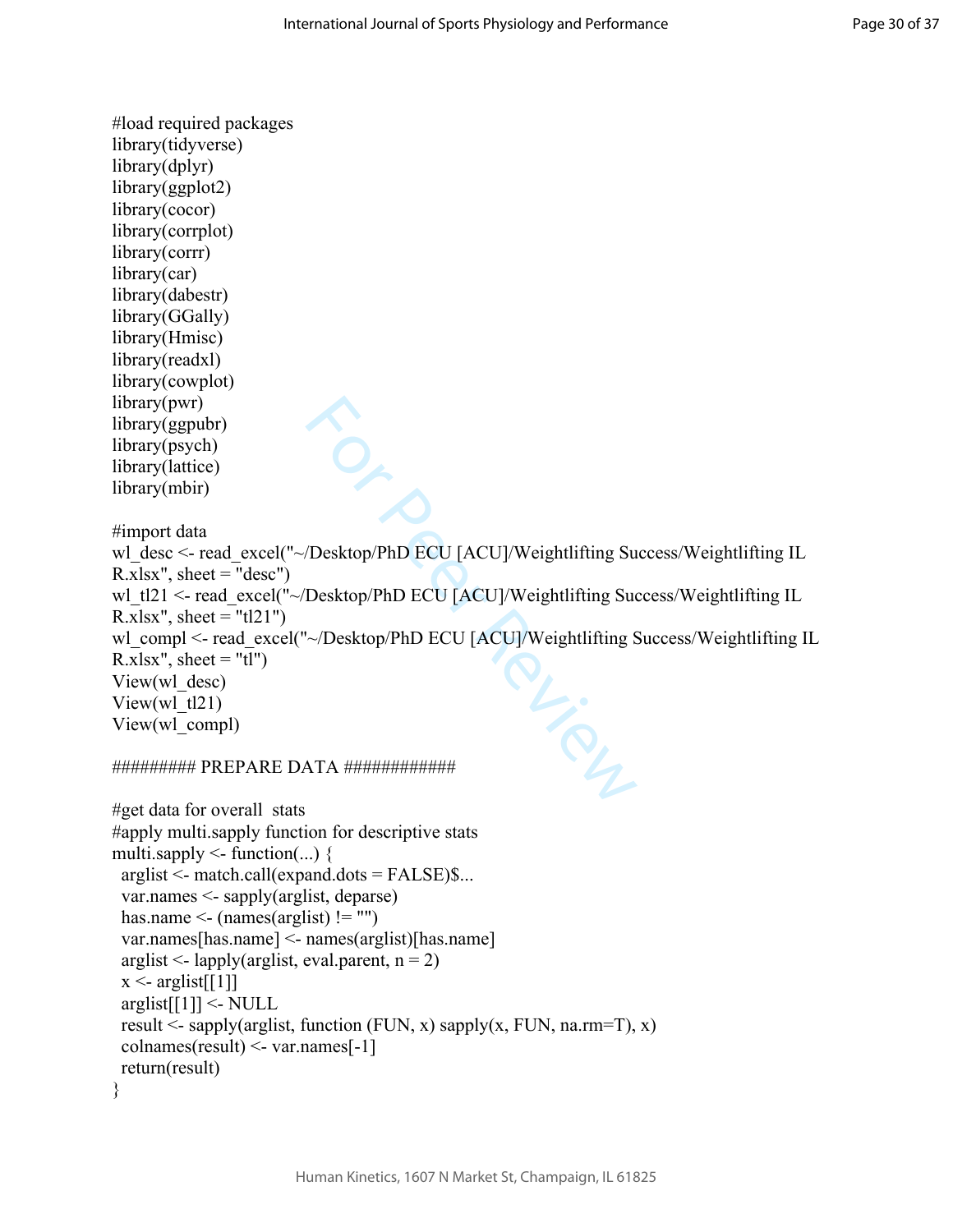```
#load required packages
library(tidyverse)
library(dplyr)
library(ggplot2)
library(cocor)
library(corrplot)
library(corrr)
library(car)
library(dabestr)
library(GGally)
library(Hmisc)
library(readxl)
library(cowplot)
library(pwr)
library(ggpubr)
library(psych)
library(lattice)
library(mbir)

#import data
wl_desc <- read_excel("~/Desktop/PhD ECU [ACU]/Weightlifting Success/Weightlifting IL R.xlsx", sheet = "desc")
wl_tl21 <- read_excel("~/Desktop/PhD ECU [ACU]/Weightlifting Success/Weightlifting IL R.xlsx", sheet = "tl21")
wl_compl <- read_excel("~/Desktop/PhD ECU [ACU]/Weightlifting Success/Weightlifting IL R.xlsx", sheet = "tl")
View(wl_desc)
View(wl_tl21)
View(wl_compl)

######### PREPARE DATA ############

#get data for overall  stats
#apply multi.sapply function for descriptive stats
multi.sapply <- function(...) {
  arglist <- match.call(expand.dots = FALSE)$...
  var.names <- sapply(arglist, deparse)
  has.name <- (names(arglist) != "")
  var.names[has.name] <- names(arglist)[has.name]
  arglist <- lapply(arglist, eval.parent, n = 2)
  x <- arglist[[1]]
  arglist[[1]] <- NULL
  result <- sapply(arglist, function (FUN, x) sapply(x, FUN, na.rm=T), x)
  colnames(result) <- var.names[-1]
  return(result)
}
```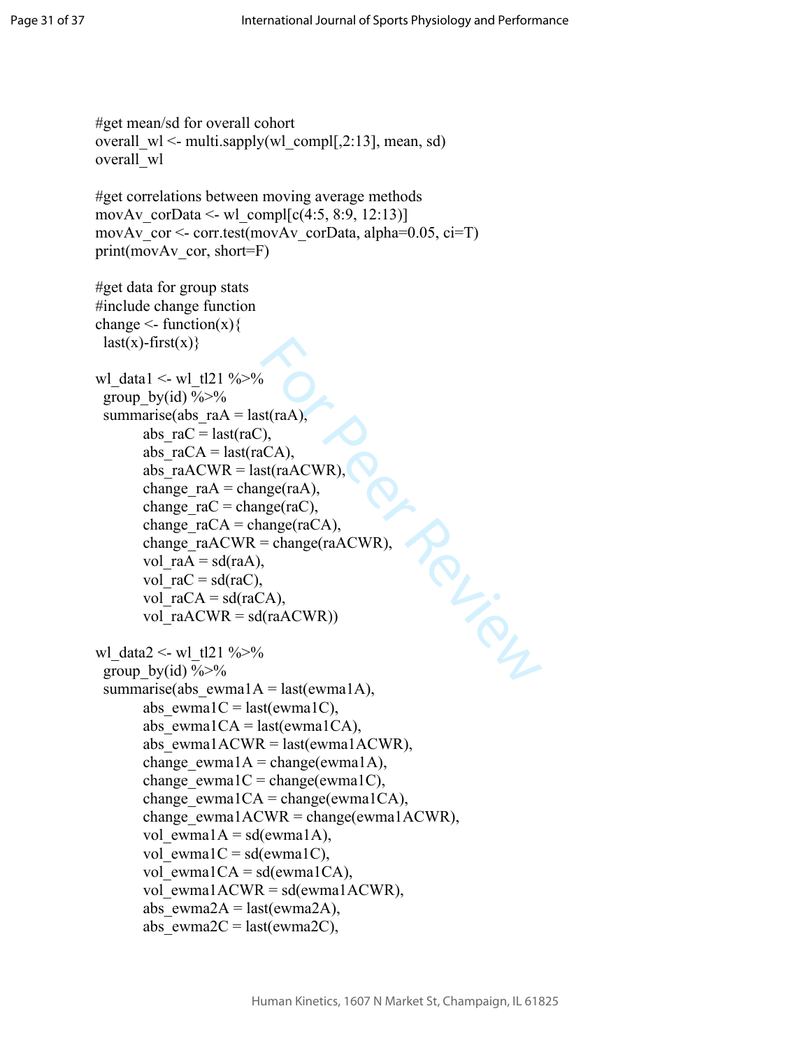```
#get mean/sd for overall cohort
overall_wl <- multi.sapply(wl_compl[,2:13], mean, sd)
overall_wl

#get correlations between moving average methods
movAv_corData <- wl_compl[c(4:5, 8:9, 12:13)]
movAv_cor <- corr.test(movAv_corData, alpha=0.05, ci=T)
print(movAv_cor, short=F)

#get data for group stats
#include change function
change <- function(x){
  last(x)-first(x)}

wl_data1 <- wl_tl21 %>%
  group_by(id) %>%
  summarise(abs_raA = last(raA),
          abs_raC = last(raC),
          abs_raCA = last(raCA),
          abs_raACWR = last(raACWR),
          change_raA = change(raA),
          change_raC = change(raC),
          change_raCA = change(raCA),
          change_raACWR = change(raACWR),
          vol_raA = sd(raA),
          vol_raC = sd(raC),
          vol_raCA = sd(raCA),
          vol_raACWR = sd(raACWR))

wl_data2 <- wl_tl21 %>%
  group_by(id) %>%
  summarise(abs_ewma1A = last(ewma1A),
          abs_ewma1C = last(ewma1C),
          abs_ewma1CA = last(ewma1CA),
          abs_ewma1ACWR = last(ewma1ACWR),
          change_ewma1A = change(ewma1A),
          change_ewma1C = change(ewma1C),
          change_ewma1CA = change(ewma1CA),
          change_ewma1ACWR = change(ewma1ACWR),
          vol_ewma1A = sd(ewma1A),
          vol_ewma1C = sd(ewma1C),
          vol_ewma1CA = sd(ewma1CA),
          vol_ewma1ACWR = sd(ewma1ACWR),
          abs_ewma2A = last(ewma2A),
          abs_ewma2C = last(ewma2C),
```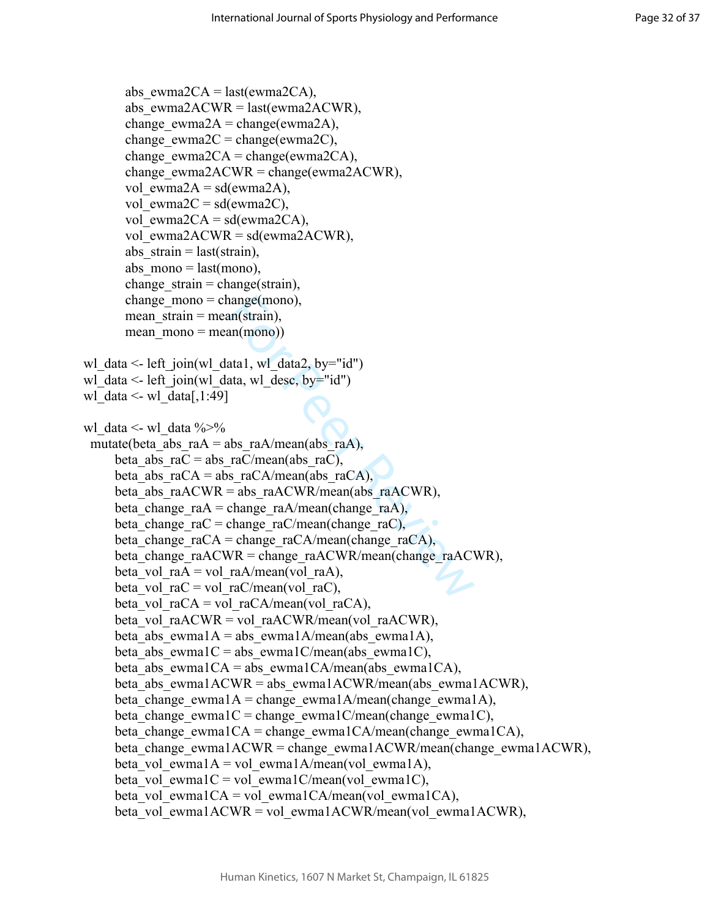```
        abs_ewma2CA = last(ewma2CA),
        abs_ewma2ACWR = last(ewma2ACWR),
        change_ewma2A = change(ewma2A),
        change_ewma2C = change(ewma2C),
        change_ewma2CA = change(ewma2CA),
        change_ewma2ACWR = change(ewma2ACWR),
        vol_ewma2A = sd(ewma2A),
        vol_ewma2C = sd(ewma2C),
        vol_ewma2CA = sd(ewma2CA),
        vol_ewma2ACWR = sd(ewma2ACWR),
        abs_strain = last(strain),
        abs_mono = last(mono),
        change_strain = change(strain),
        change_mono = change(mono),
        mean_strain = mean(strain),
        mean_mono = mean(mono))

wl_data <- left_join(wl_data1, wl_data2, by="id")
wl_data <- left_join(wl_data, wl_desc, by="id")
wl_data <- wl_data[,1:49]

wl_data <- wl_data %>%
  mutate(beta_abs_raA = abs_raA/mean(abs_raA),
       beta_abs_raC = abs_raC/mean(abs_raC),
       beta_abs_raCA = abs_raCA/mean(abs_raCA),
       beta_abs_raACWR = abs_raACWR/mean(abs_raACWR),
       beta_change_raA = change_raA/mean(change_raA),
       beta_change_raC = change_raC/mean(change_raC),
       beta_change_raCA = change_raCA/mean(change_raCA),
       beta_change_raACWR = change_raACWR/mean(change_raACWR),
       beta_vol_raA = vol_raA/mean(vol_raA),
       beta_vol_raC = vol_raC/mean(vol_raC),
       beta_vol_raCA = vol_raCA/mean(vol_raCA),
       beta_vol_raACWR = vol_raACWR/mean(vol_raACWR),
       beta_abs_ewma1A = abs_ewma1A/mean(abs_ewma1A),
       beta_abs_ewma1C = abs_ewma1C/mean(abs_ewma1C),
       beta_abs_ewma1CA = abs_ewma1CA/mean(abs_ewma1CA),
       beta_abs_ewma1ACWR = abs_ewma1ACWR/mean(abs_ewma1ACWR),
       beta_change_ewma1A = change_ewma1A/mean(change_ewma1A),
       beta_change_ewma1C = change_ewma1C/mean(change_ewma1C),
       beta_change_ewma1CA = change_ewma1CA/mean(change_ewma1CA),
       beta_change_ewma1ACWR = change_ewma1ACWR/mean(change_ewma1ACWR),
       beta_vol_ewma1A = vol_ewma1A/mean(vol_ewma1A),
       beta_vol_ewma1C = vol_ewma1C/mean(vol_ewma1C),
       beta_vol_ewma1CA = vol_ewma1CA/mean(vol_ewma1CA),
       beta_vol_ewma1ACWR = vol_ewma1ACWR/mean(vol_ewma1ACWR),
```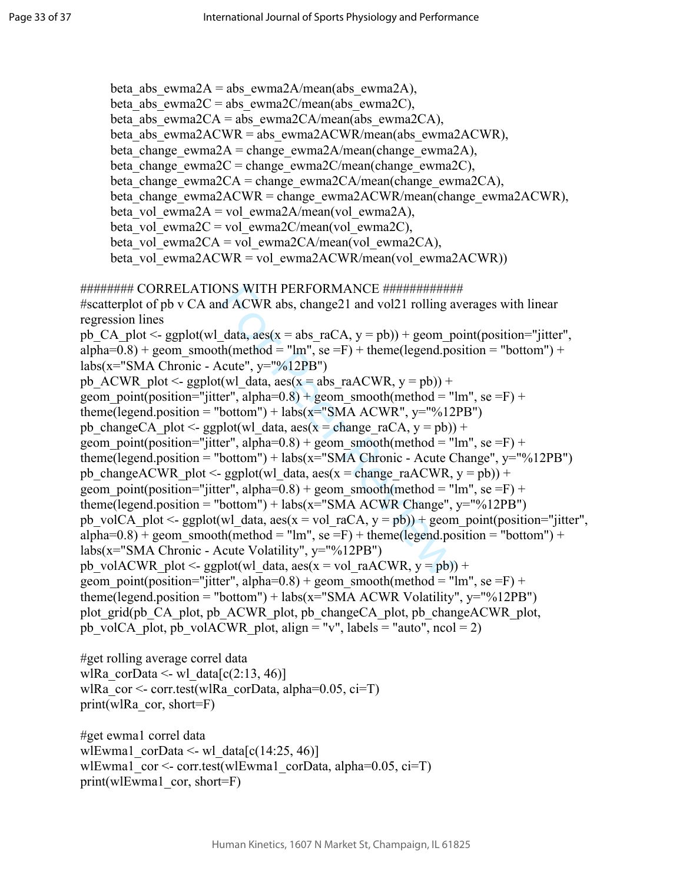```
beta_abs_ewma2A = abs_ewma2A/mean(abs_ewma2A),
beta_abs_ewma2C = abs_ewma2C/mean(abs_ewma2C),
beta_abs_ewma2CA = abs_ewma2CA/mean(abs_ewma2CA),
beta_abs_ewma2ACWR = abs_ewma2ACWR/mean(abs_ewma2ACWR),
beta_change_ewma2A = change_ewma2A/mean(change_ewma2A),
beta_change_ewma2C = change_ewma2C/mean(change_ewma2C),
beta_change_ewma2CA = change_ewma2CA/mean(change_ewma2CA),
beta_change_ewma2ACWR = change_ewma2ACWR/mean(change_ewma2ACWR),
beta_vol_ewma2A = vol_ewma2A/mean(vol_ewma2A),
beta_vol_ewma2C = vol_ewma2C/mean(vol_ewma2C),
beta_vol_ewma2CA = vol_ewma2CA/mean(vol_ewma2CA),
beta_vol_ewma2ACWR = vol_ewma2ACWR/mean(vol_ewma2ACWR))

######## CORRELATIONS WITH PERFORMANCE ############
#scatterplot of pb v CA and ACWR abs, change21 and vol21 rolling averages with linear regression lines
pb_CA_plot <- ggplot(wl_data, aes(x = abs_raCA, y = pb)) + geom_point(position="jitter", alpha=0.8) + geom_smooth(method = "lm", se =F) + theme(legend.position = "bottom") + labs(x="SMA Chronic - Acute", y="%12PB")
pb_ACWR_plot <- ggplot(wl_data, aes(x = abs_raACWR, y = pb)) + geom_point(position="jitter", alpha=0.8) + geom_smooth(method = "lm", se =F) + theme(legend.position = "bottom") + labs(x="SMA ACWR", y="%12PB")
pb_changeCA_plot <- ggplot(wl_data, aes(x = change_raCA, y = pb)) + geom_point(position="jitter", alpha=0.8) + geom_smooth(method = "lm", se =F) + theme(legend.position = "bottom") + labs(x="SMA Chronic - Acute Change", y="%12PB")
pb_changeACWR_plot <- ggplot(wl_data, aes(x = change_raACWR, y = pb)) + geom_point(position="jitter", alpha=0.8) + geom_smooth(method = "lm", se =F) + theme(legend.position = "bottom") + labs(x="SMA ACWR Change", y="%12PB")
pb_volCA_plot <- ggplot(wl_data, aes(x = vol_raCA, y = pb)) + geom_point(position="jitter", alpha=0.8) + geom_smooth(method = "lm", se =F) + theme(legend.position = "bottom") + labs(x="SMA Chronic - Acute Volatility", y="%12PB")
pb_volACWR_plot <- ggplot(wl_data, aes(x = vol_raACWR, y = pb)) + geom_point(position="jitter", alpha=0.8) + geom_smooth(method = "lm", se =F) + theme(legend.position = "bottom") + labs(x="SMA ACWR Volatility", y="%12PB")
plot_grid(pb_CA_plot, pb_ACWR_plot, pb_changeCA_plot, pb_changeACWR_plot, pb_volCA_plot, pb_volACWR_plot, align = "v", labels = "auto", ncol = 2)

#get rolling average correl data
wlRa_corData <- wl_data[c(2:13, 46)]
wlRa_cor <- corr.test(wlRa_corData, alpha=0.05, ci=T)
print(wlRa_cor, short=F)

#get ewma1 correl data
wlEwma1_corData <- wl_data[c(14:25, 46)]
wlEwma1_cor <- corr.test(wlEwma1_corData, alpha=0.05, ci=T)
print(wlEwma1_cor, short=F)
```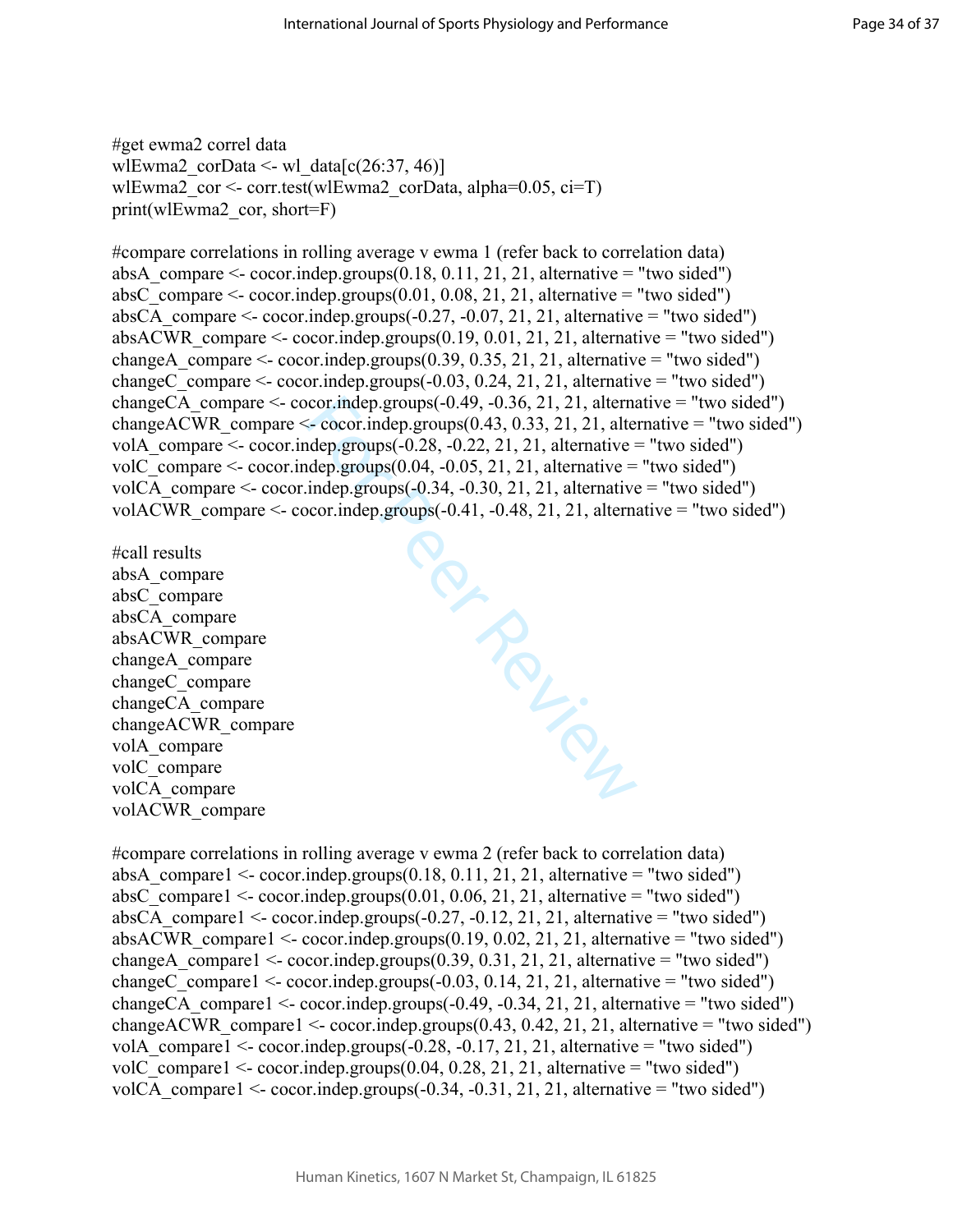```
#get ewma2 correl data
wlEwma2_corData <- wl_data[c(26:37, 46)]
wlEwma2_cor <- corr.test(wlEwma2_corData, alpha=0.05, ci=T)
print(wlEwma2_cor, short=F)

#compare correlations in rolling average v ewma 1 (refer back to correlation data)
absA_compare <- cocor.indep.groups(0.18, 0.11, 21, 21, alternative = "two sided")
absC_compare <- cocor.indep.groups(0.01, 0.08, 21, 21, alternative = "two sided")
absCA_compare <- cocor.indep.groups(-0.27, -0.07, 21, 21, alternative = "two sided")
absACWR_compare <- cocor.indep.groups(0.19, 0.01, 21, 21, alternative = "two sided")
changeA_compare <- cocor.indep.groups(0.39, 0.35, 21, 21, alternative = "two sided")
changeC_compare <- cocor.indep.groups(-0.03, 0.24, 21, 21, alternative = "two sided")
changeCA_compare <- cocor.indep.groups(-0.49, -0.36, 21, 21, alternative = "two sided")
changeACWR_compare <- cocor.indep.groups(0.43, 0.33, 21, 21, alternative = "two sided")
volA_compare <- cocor.indep.groups(-0.28, -0.22, 21, 21, alternative = "two sided")
volC_compare <- cocor.indep.groups(0.04, -0.05, 21, 21, alternative = "two sided")
volCA_compare <- cocor.indep.groups(-0.34, -0.30, 21, 21, alternative = "two sided")
volACWR_compare <- cocor.indep.groups(-0.41, -0.48, 21, 21, alternative = "two sided")

#call results
absA_compare
absC_compare
absCA_compare
absACWR_compare
changeA_compare
changeC_compare
changeCA_compare
changeACWR_compare
volA_compare
volC_compare
volCA_compare
volACWR_compare

#compare correlations in rolling average v ewma 2 (refer back to correlation data)
absA_compare1 <- cocor.indep.groups(0.18, 0.11, 21, 21, alternative = "two sided")
absC_compare1 <- cocor.indep.groups(0.01, 0.06, 21, 21, alternative = "two sided")
absCA_compare1 <- cocor.indep.groups(-0.27, -0.12, 21, 21, alternative = "two sided")
absACWR_compare1 <- cocor.indep.groups(0.19, 0.02, 21, 21, alternative = "two sided")
changeA_compare1 <- cocor.indep.groups(0.39, 0.31, 21, 21, alternative = "two sided")
changeC_compare1 <- cocor.indep.groups(-0.03, 0.14, 21, 21, alternative = "two sided")
changeCA_compare1 <- cocor.indep.groups(-0.49, -0.34, 21, 21, alternative = "two sided")
changeACWR_compare1 <- cocor.indep.groups(0.43, 0.42, 21, 21, alternative = "two sided")
volA_compare1 <- cocor.indep.groups(-0.28, -0.17, 21, 21, alternative = "two sided")
volC_compare1 <- cocor.indep.groups(0.04, 0.28, 21, 21, alternative = "two sided")
volCA_compare1 <- cocor.indep.groups(-0.34, -0.31, 21, 21, alternative = "two sided")
```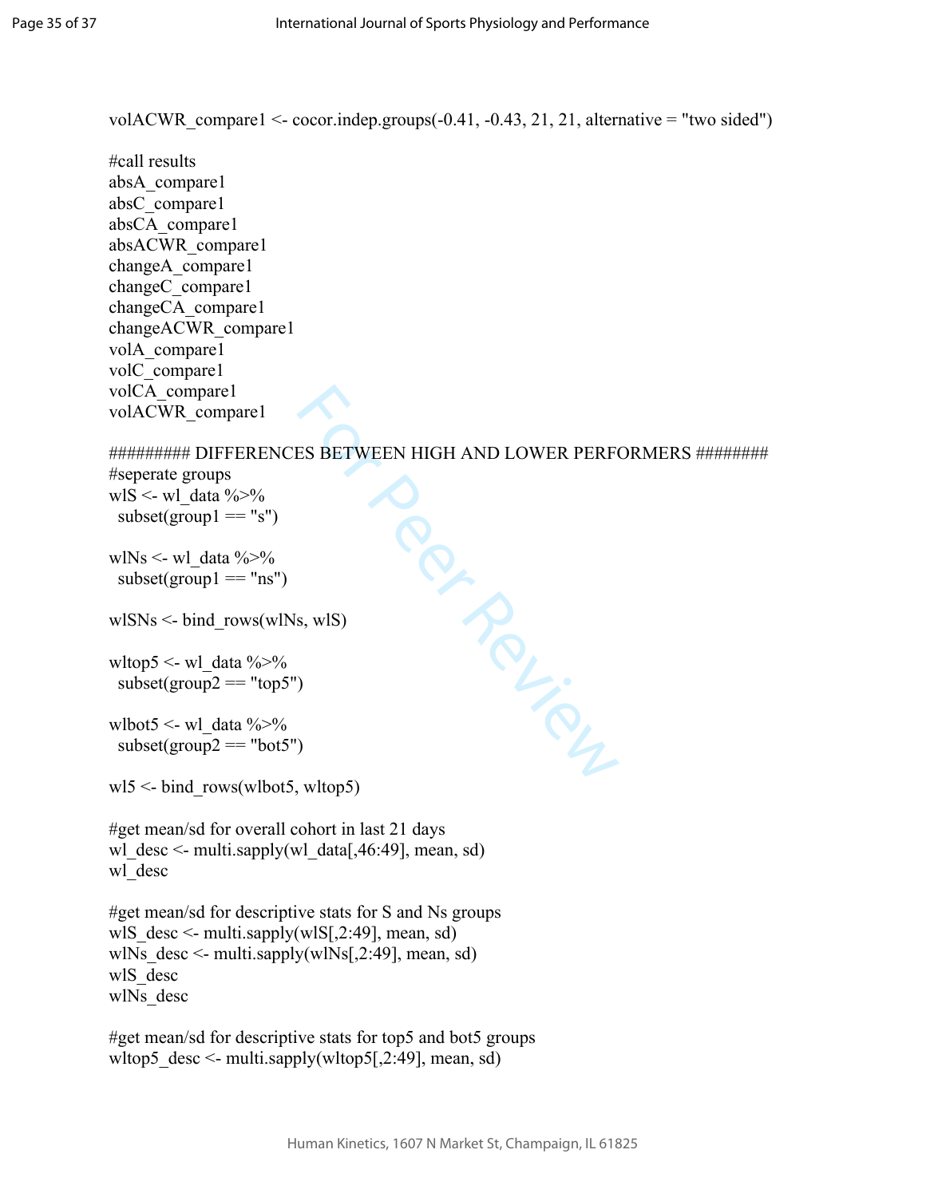```
volACWR_compare1 <- cocor.indep.groups(-0.41, -0.43, 21, 21, alternative = "two sided")

#call results
absA_compare1
absC_compare1
absCA_compare1
absACWR_compare1
changeA_compare1
changeC_compare1
changeCA_compare1
changeACWR_compare1
volA_compare1
volC_compare1
volCA_compare1
volACWR_compare1

######### DIFFERENCES BETWEEN HIGH AND LOWER PERFORMERS ########
#seperate groups
wlS <- wl_data %>%
  subset(group1 == "s")

wlNs <- wl_data %>%
  subset(group1 == "ns")

wlSNs <- bind_rows(wlNs, wlS)

wltop5 <- wl_data %>%
  subset(group2 == "top5")

wlbot5 <- wl_data %>%
  subset(group2 == "bot5")

wl5 <- bind_rows(wlbot5, wltop5)

#get mean/sd for overall cohort in last 21 days
wl_desc <- multi.sapply(wl_data[,46:49], mean, sd)
wl_desc

#get mean/sd for descriptive stats for S and Ns groups
wlS_desc <- multi.sapply(wlS[,2:49], mean, sd)
wlNs_desc <- multi.sapply(wlNs[,2:49], mean, sd)
wlS_desc
wlNs_desc

#get mean/sd for descriptive stats for top5 and bot5 groups
wltop5_desc <- multi.sapply(wltop5[,2:49], mean, sd)
```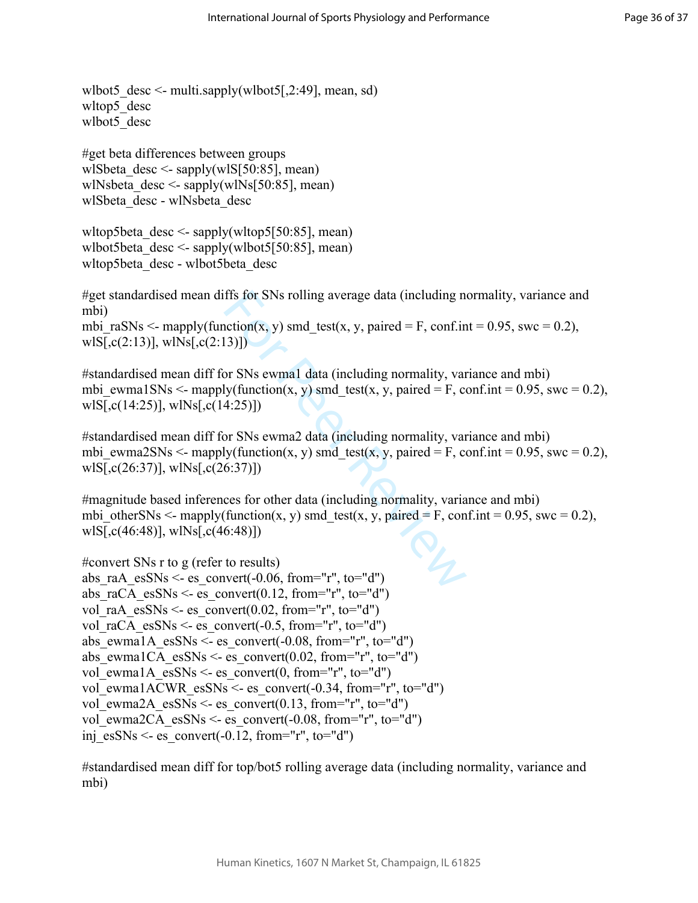```
wlbot5_desc <- multi.sapply(wlbot5[,2:49], mean, sd)
wltop5_desc
wlbot5_desc

#get beta differences between groups
wlSbeta_desc <- sapply(wlS[50:85], mean)
wlNsbeta_desc <- sapply(wlNs[50:85], mean)
wlSbeta_desc - wlNsbeta_desc

wltop5beta_desc <- sapply(wltop5[50:85], mean)
wlbot5beta_desc <- sapply(wlbot5[50:85], mean)
wltop5beta_desc - wlbot5beta_desc

#get standardised mean diffs for SNs rolling average data (including normality, variance and
mbi)
mbi_raSNs <- mapply(function(x, y) smd_test(x, y, paired = F, conf.int = 0.95, swc = 0.2),
wlS[,c(2:13)], wlNs[,c(2:13)])

#standardised mean diff for SNs ewma1 data (including normality, variance and mbi)
mbi_ewma1SNs <- mapply(function(x, y) smd_test(x, y, paired = F, conf.int = 0.95, swc = 0.2),
wlS[,c(14:25)], wlNs[,c(14:25)])

#standardised mean diff for SNs ewma2 data (including normality, variance and mbi)
mbi_ewma2SNs <- mapply(function(x, y) smd_test(x, y, paired = F, conf.int = 0.95, swc = 0.2),
wlS[,c(26:37)], wlNs[,c(26:37)])

#magnitude based inferences for other data (including normality, variance and mbi)
mbi_otherSNs <- mapply(function(x, y) smd_test(x, y, paired = F, conf.int = 0.95, swc = 0.2),
wlS[,c(46:48)], wlNs[,c(46:48)])

#convert SNs r to g (refer to results)
abs_raA_esSNs <- es_convert(-0.06, from="r", to="d")
abs_raCA_esSNs <- es_convert(0.12, from="r", to="d")
vol_raA_esSNs <- es_convert(0.02, from="r", to="d")
vol_raCA_esSNs <- es_convert(-0.5, from="r", to="d")
abs_ewma1A_esSNs <- es_convert(-0.08, from="r", to="d")
abs_ewma1CA_esSNs <- es_convert(0.02, from="r", to="d")
vol_ewma1A_esSNs <- es_convert(0, from="r", to="d")
vol_ewma1ACWR_esSNs <- es_convert(-0.34, from="r", to="d")
vol_ewma2A_esSNs <- es_convert(0.13, from="r", to="d")
vol_ewma2CA_esSNs <- es_convert(-0.08, from="r", to="d")
inj_esSNs <- es_convert(-0.12, from="r", to="d")

#standardised mean diff for top/bot5 rolling average data (including normality, variance and
mbi)
```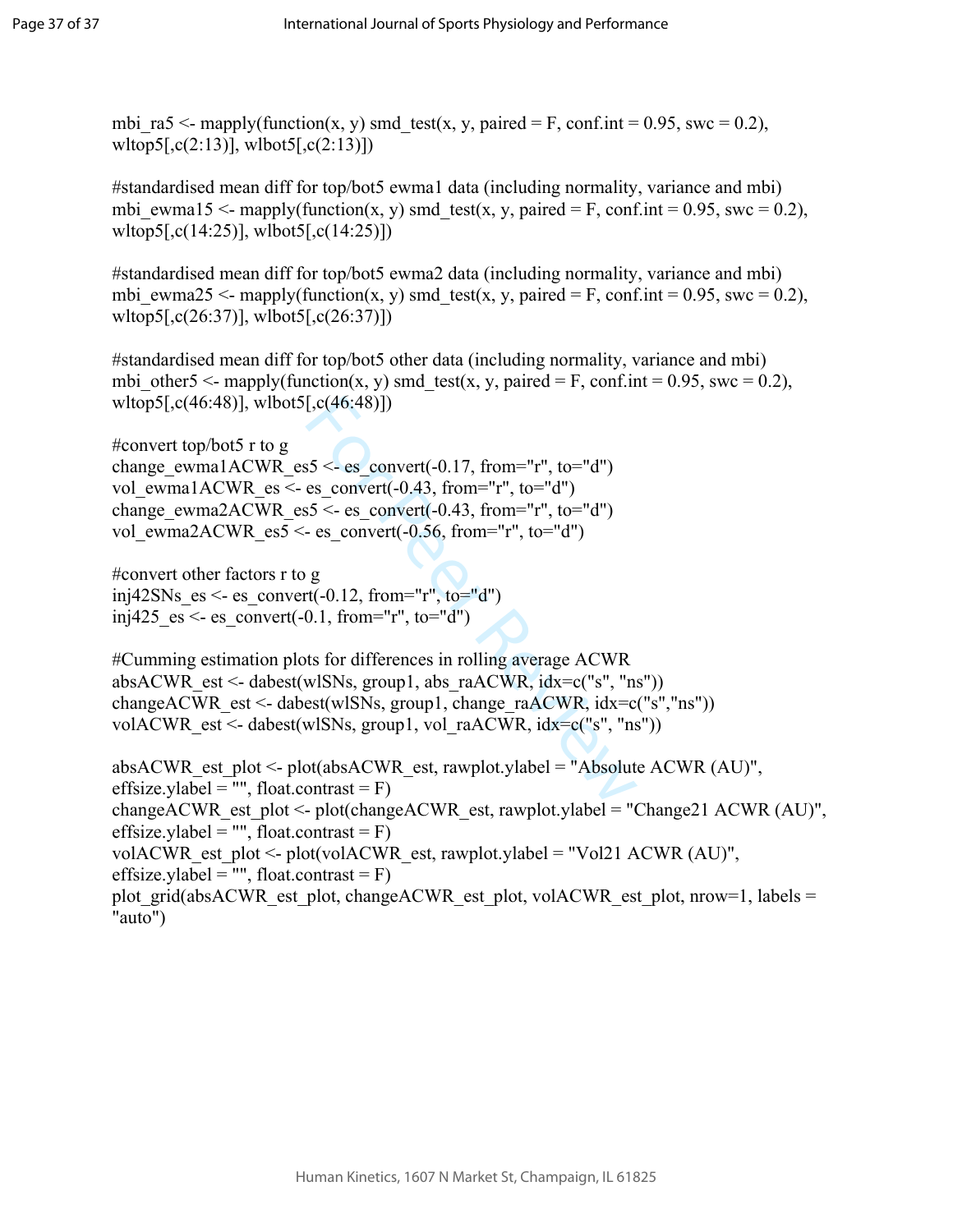```
mbi_ra5 <- mapply(function(x, y) smd_test(x, y, paired = F, conf.int = 0.95, swc = 0.2),
wltop5[,c(2:13)], wlbot5[,c(2:13)])

#standardised mean diff for top/bot5 ewma1 data (including normality, variance and mbi)
mbi_ewma15 <- mapply(function(x, y) smd_test(x, y, paired = F, conf.int = 0.95, swc = 0.2),
wltop5[,c(14:25)], wlbot5[,c(14:25)])

#standardised mean diff for top/bot5 ewma2 data (including normality, variance and mbi)
mbi_ewma25 <- mapply(function(x, y) smd_test(x, y, paired = F, conf.int = 0.95, swc = 0.2),
wltop5[,c(26:37)], wlbot5[,c(26:37)])

#standardised mean diff for top/bot5 other data (including normality, variance and mbi)
mbi_other5 <- mapply(function(x, y) smd_test(x, y, paired = F, conf.int = 0.95, swc = 0.2),
wltop5[,c(46:48)], wlbot5[,c(46:48)])

#convert top/bot5 r to g
change_ewma1ACWR_es5 <- es_convert(-0.17, from="r", to="d")
vol_ewma1ACWR_es <- es_convert(-0.43, from="r", to="d")
change_ewma2ACWR_es5 <- es_convert(-0.43, from="r", to="d")
vol_ewma2ACWR_es5 <- es_convert(-0.56, from="r", to="d")

#convert other factors r to g
inj42SNs_es <- es_convert(-0.12, from="r", to="d")
inj425_es <- es_convert(-0.1, from="r", to="d")

#Cumming estimation plots for differences in rolling average ACWR
absACWR_est <- dabest(wlSNs, group1, abs_raACWR, idx=c("s", "ns"))
changeACWR_est <- dabest(wlSNs, group1, change_raACWR, idx=c("s","ns"))
volACWR_est <- dabest(wlSNs, group1, vol_raACWR, idx=c("s", "ns"))

absACWR_est_plot <- plot(absACWR_est, rawplot.ylabel = "Absolute ACWR (AU)",
effsize.ylabel = "", float.contrast = F)
changeACWR_est_plot <- plot(changeACWR_est, rawplot.ylabel = "Change21 ACWR (AU)",
effsize.ylabel = "", float.contrast = F)
volACWR_est_plot <- plot(volACWR_est, rawplot.ylabel = "Vol21 ACWR (AU)",
effsize.ylabel = "", float.contrast = F)
plot_grid(absACWR_est_plot, changeACWR_est_plot, volACWR_est_plot, nrow=1, labels =
"auto")
```